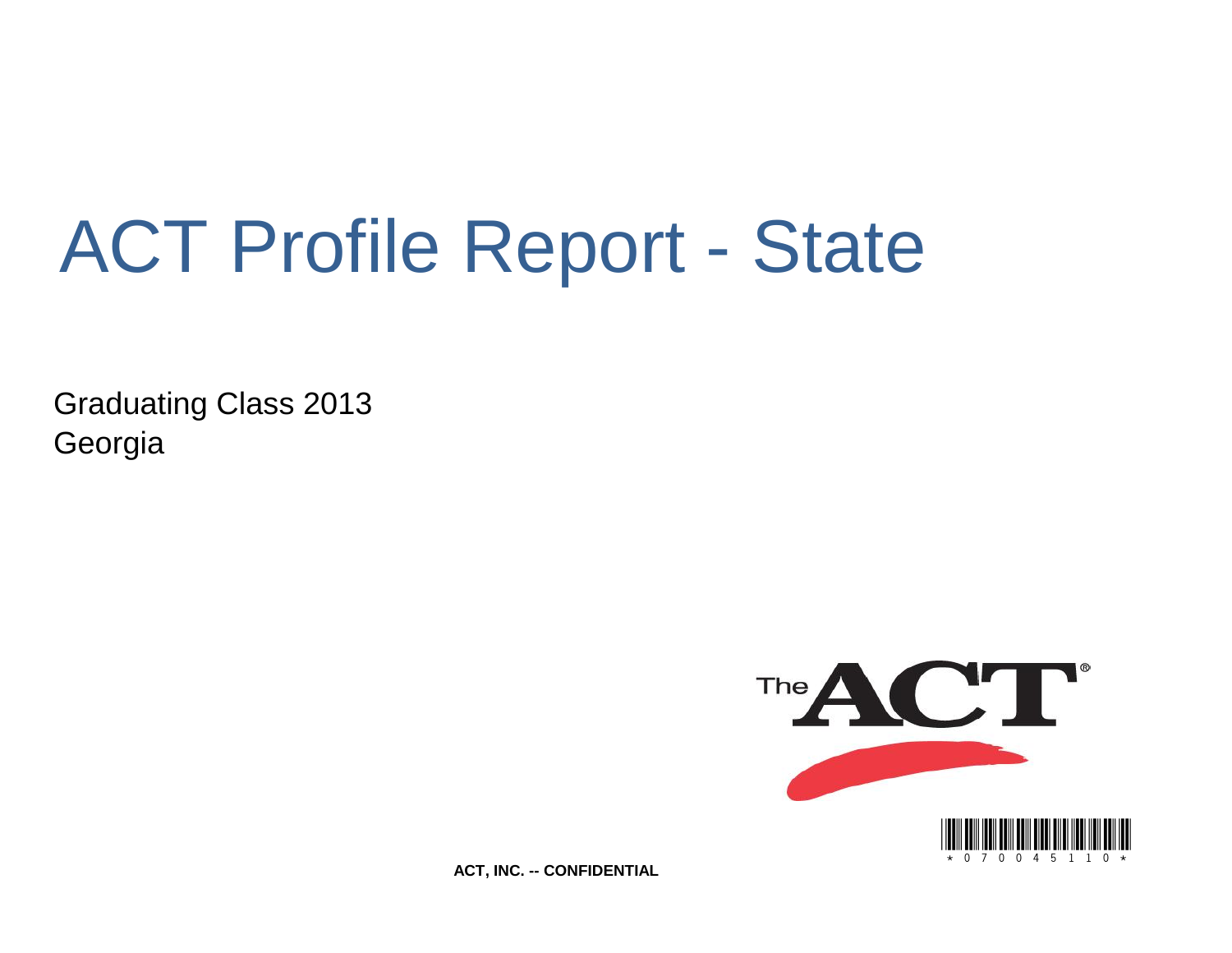# ACT Profile Report - State

Graduating Class 2013
Georgia

ACT, INC. -- CONFIDENTIAL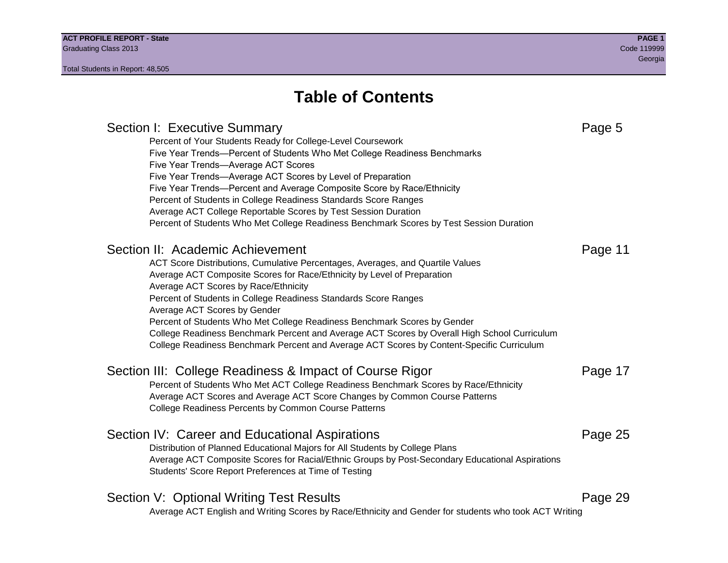# Table of Contents

## Section I: Executive Summary — Page 5

- Percent of Your Students Ready for College-Level Coursework
- Five Year Trends—Percent of Students Who Met College Readiness Benchmarks
- Five Year Trends—Average ACT Scores
- Five Year Trends—Average ACT Scores by Level of Preparation
- Five Year Trends—Percent and Average Composite Score by Race/Ethnicity
- Percent of Students in College Readiness Standards Score Ranges
- Average ACT College Reportable Scores by Test Session Duration
- Percent of Students Who Met College Readiness Benchmark Scores by Test Session Duration

## Section II: Academic Achievement — Page 11

- ACT Score Distributions, Cumulative Percentages, Averages, and Quartile Values
- Average ACT Composite Scores for Race/Ethnicity by Level of Preparation
- Average ACT Scores by Race/Ethnicity
- Percent of Students in College Readiness Standards Score Ranges
- Average ACT Scores by Gender
- Percent of Students Who Met College Readiness Benchmark Scores by Gender
- College Readiness Benchmark Percent and Average ACT Scores by Overall High School Curriculum
- College Readiness Benchmark Percent and Average ACT Scores by Content-Specific Curriculum

## Section III: College Readiness & Impact of Course Rigor — Page 17

- Percent of Students Who Met ACT College Readiness Benchmark Scores by Race/Ethnicity
- Average ACT Scores and Average ACT Score Changes by Common Course Patterns
- College Readiness Percents by Common Course Patterns

## Section IV: Career and Educational Aspirations — Page 25

- Distribution of Planned Educational Majors for All Students by College Plans
- Average ACT Composite Scores for Racial/Ethnic Groups by Post-Secondary Educational Aspirations
- Students' Score Report Preferences at Time of Testing

## Section V: Optional Writing Test Results — Page 29

- Average ACT English and Writing Scores by Race/Ethnicity and Gender for students who took ACT Writing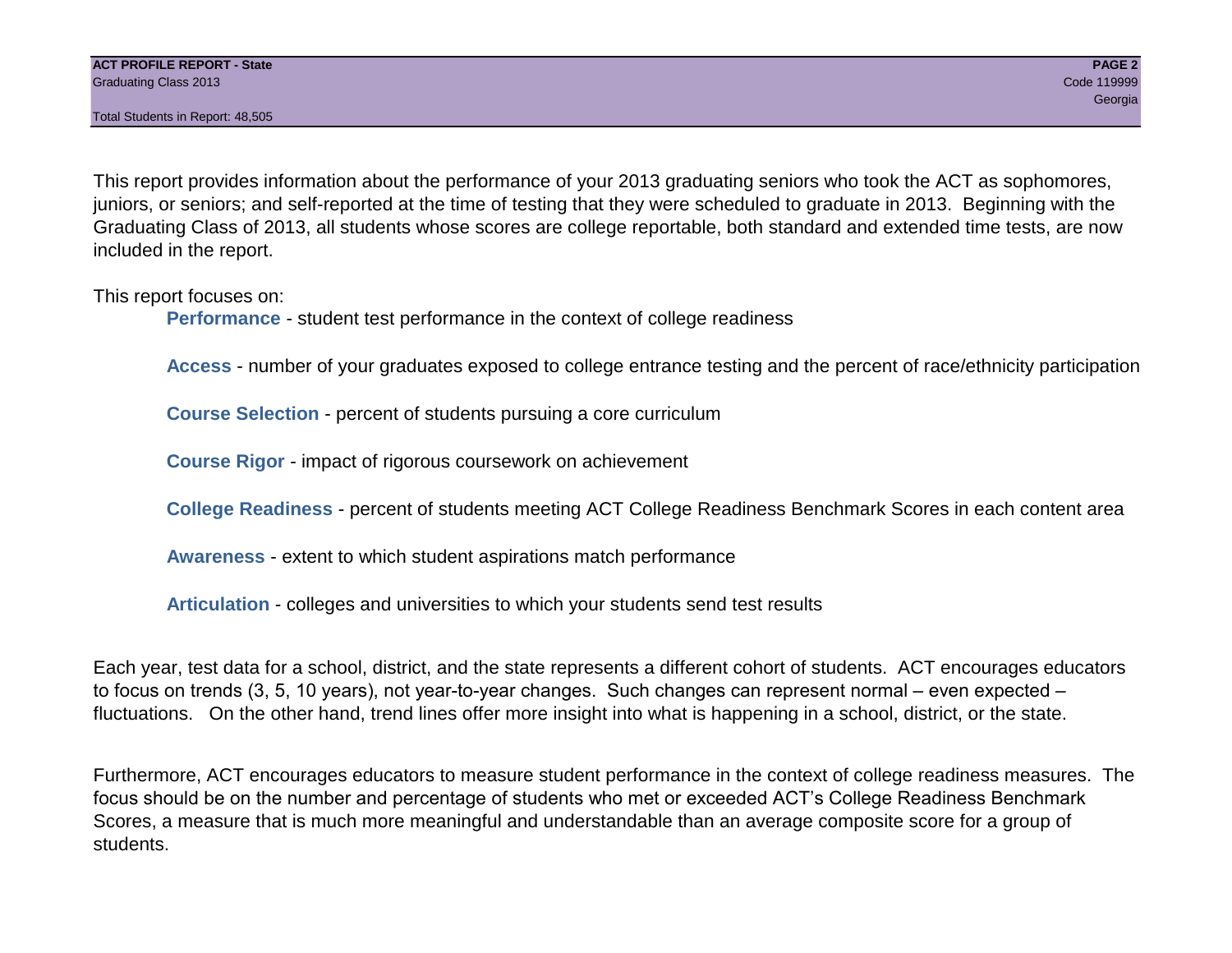This report provides information about the performance of your 2013 graduating seniors who took the ACT as sophomores, juniors, or seniors; and self-reported at the time of testing that they were scheduled to graduate in 2013. Beginning with the Graduating Class of 2013, all students whose scores are college reportable, both standard and extended time tests, are now included in the report.

This report focuses on:

- **Performance** - student test performance in the context of college readiness
- **Access** - number of your graduates exposed to college entrance testing and the percent of race/ethnicity participation
- **Course Selection** - percent of students pursuing a core curriculum
- **Course Rigor** - impact of rigorous coursework on achievement
- **College Readiness** - percent of students meeting ACT College Readiness Benchmark Scores in each content area
- **Awareness** - extent to which student aspirations match performance
- **Articulation** - colleges and universities to which your students send test results

Each year, test data for a school, district, and the state represents a different cohort of students. ACT encourages educators to focus on trends (3, 5, 10 years), not year-to-year changes. Such changes can represent normal – even expected – fluctuations. On the other hand, trend lines offer more insight into what is happening in a school, district, or the state.

Furthermore, ACT encourages educators to measure student performance in the context of college readiness measures. The focus should be on the number and percentage of students who met or exceeded ACT's College Readiness Benchmark Scores, a measure that is much more meaningful and understandable than an average composite score for a group of students.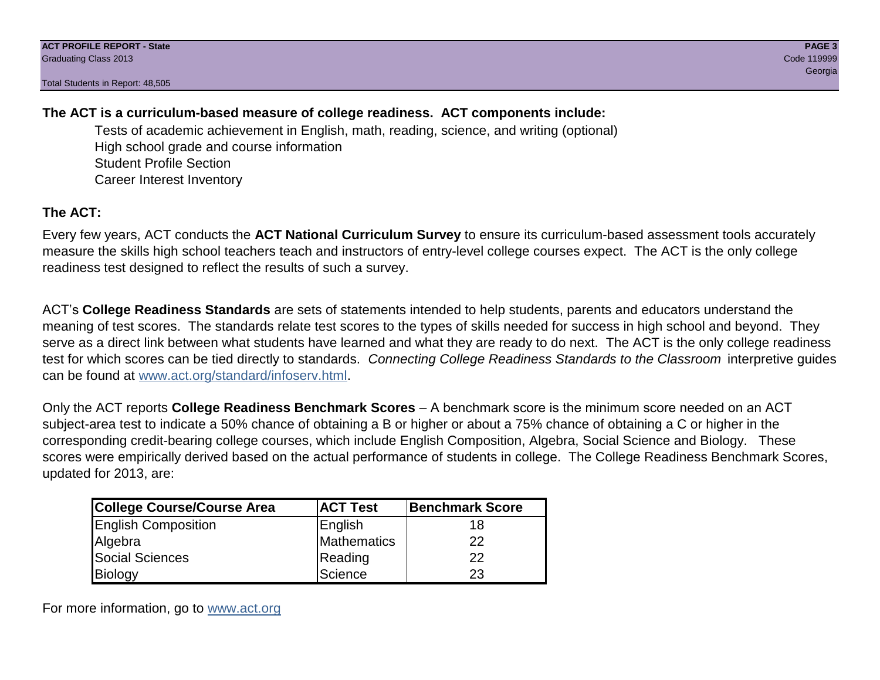**The ACT is a curriculum-based measure of college readiness. ACT components include:**

- Tests of academic achievement in English, math, reading, science, and writing (optional)
- High school grade and course information
- Student Profile Section
- Career Interest Inventory

## The ACT:

Every few years, ACT conducts the **ACT National Curriculum Survey** to ensure its curriculum-based assessment tools accurately measure the skills high school teachers teach and instructors of entry-level college courses expect. The ACT is the only college readiness test designed to reflect the results of such a survey.

ACT's **College Readiness Standards** are sets of statements intended to help students, parents and educators understand the meaning of test scores. The standards relate test scores to the types of skills needed for success in high school and beyond. They serve as a direct link between what students have learned and what they are ready to do next. The ACT is the only college readiness test for which scores can be tied directly to standards. *Connecting College Readiness Standards to the Classroom* interpretive guides can be found at www.act.org/standard/infoserv.html.

Only the ACT reports **College Readiness Benchmark Scores** – A benchmark score is the minimum score needed on an ACT subject-area test to indicate a 50% chance of obtaining a B or higher or about a 75% chance of obtaining a C or higher in the corresponding credit-bearing college courses, which include English Composition, Algebra, Social Science and Biology. These scores were empirically derived based on the actual performance of students in college. The College Readiness Benchmark Scores, updated for 2013, are:

| College Course/Course Area | ACT Test | Benchmark Score |
|---|---|---|
| English Composition | English | 18 |
| Algebra | Mathematics | 22 |
| Social Sciences | Reading | 22 |
| Biology | Science | 23 |

For more information, go to www.act.org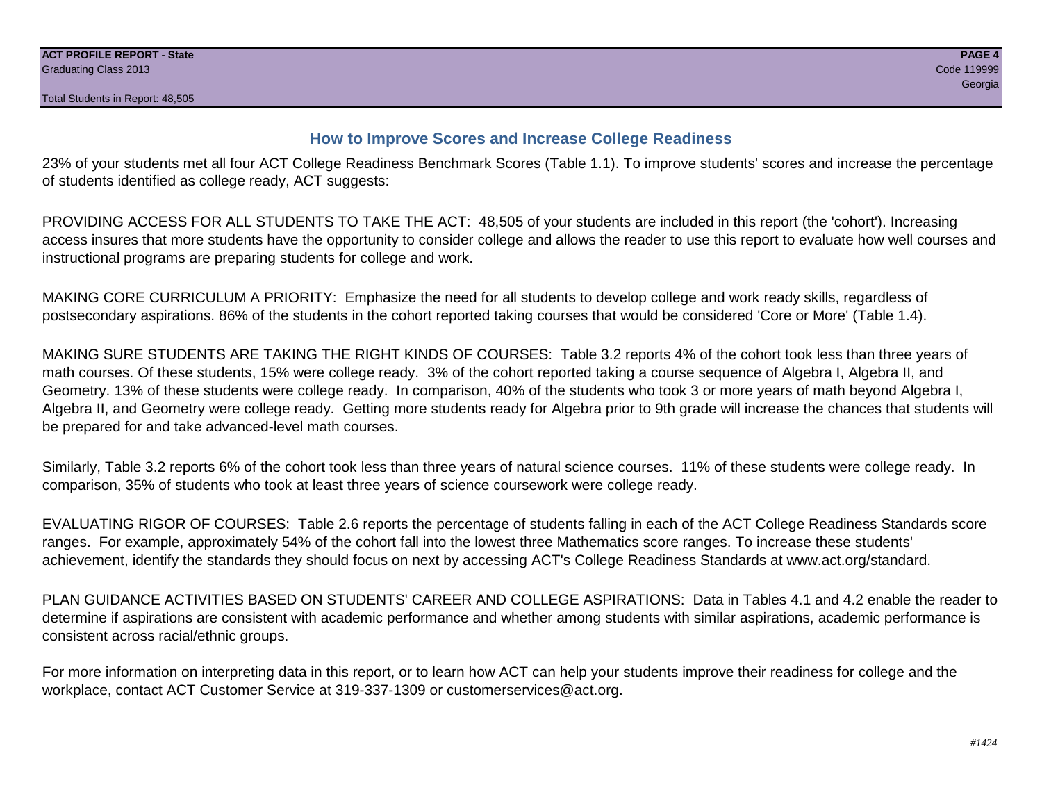## How to Improve Scores and Increase College Readiness

23% of your students met all four ACT College Readiness Benchmark Scores (Table 1.1). To improve students' scores and increase the percentage of students identified as college ready, ACT suggests:

PROVIDING ACCESS FOR ALL STUDENTS TO TAKE THE ACT: 48,505 of your students are included in this report (the 'cohort'). Increasing access insures that more students have the opportunity to consider college and allows the reader to use this report to evaluate how well courses and instructional programs are preparing students for college and work.

MAKING CORE CURRICULUM A PRIORITY: Emphasize the need for all students to develop college and work ready skills, regardless of postsecondary aspirations. 86% of the students in the cohort reported taking courses that would be considered 'Core or More' (Table 1.4).

MAKING SURE STUDENTS ARE TAKING THE RIGHT KINDS OF COURSES: Table 3.2 reports 4% of the cohort took less than three years of math courses. Of these students, 15% were college ready. 3% of the cohort reported taking a course sequence of Algebra I, Algebra II, and Geometry. 13% of these students were college ready. In comparison, 40% of the students who took 3 or more years of math beyond Algebra I, Algebra II, and Geometry were college ready. Getting more students ready for Algebra prior to 9th grade will increase the chances that students will be prepared for and take advanced-level math courses.

Similarly, Table 3.2 reports 6% of the cohort took less than three years of natural science courses. 11% of these students were college ready. In comparison, 35% of students who took at least three years of science coursework were college ready.

EVALUATING RIGOR OF COURSES: Table 2.6 reports the percentage of students falling in each of the ACT College Readiness Standards score ranges. For example, approximately 54% of the cohort fall into the lowest three Mathematics score ranges. To increase these students' achievement, identify the standards they should focus on next by accessing ACT's College Readiness Standards at www.act.org/standard.

PLAN GUIDANCE ACTIVITIES BASED ON STUDENTS' CAREER AND COLLEGE ASPIRATIONS: Data in Tables 4.1 and 4.2 enable the reader to determine if aspirations are consistent with academic performance and whether among students with similar aspirations, academic performance is consistent across racial/ethnic groups.

For more information on interpreting data in this report, or to learn how ACT can help your students improve their readiness for college and the workplace, contact ACT Customer Service at 319-337-1309 or customerservices@act.org.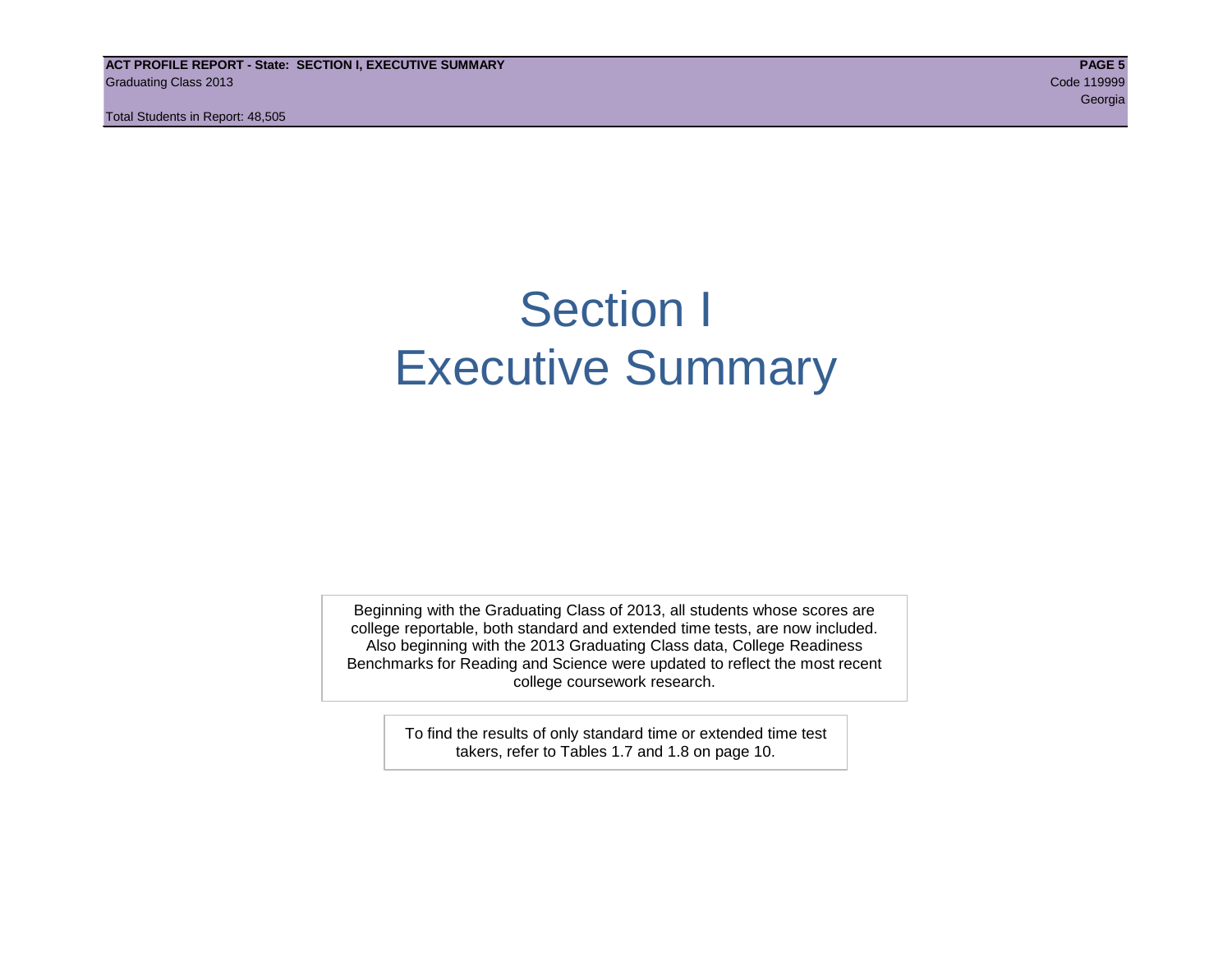# Section I
# Executive Summary

Beginning with the Graduating Class of 2013, all students whose scores are college reportable, both standard and extended time tests, are now included. Also beginning with the 2013 Graduating Class data, College Readiness Benchmarks for Reading and Science were updated to reflect the most recent college coursework research.

To find the results of only standard time or extended time test takers, refer to Tables 1.7 and 1.8 on page 10.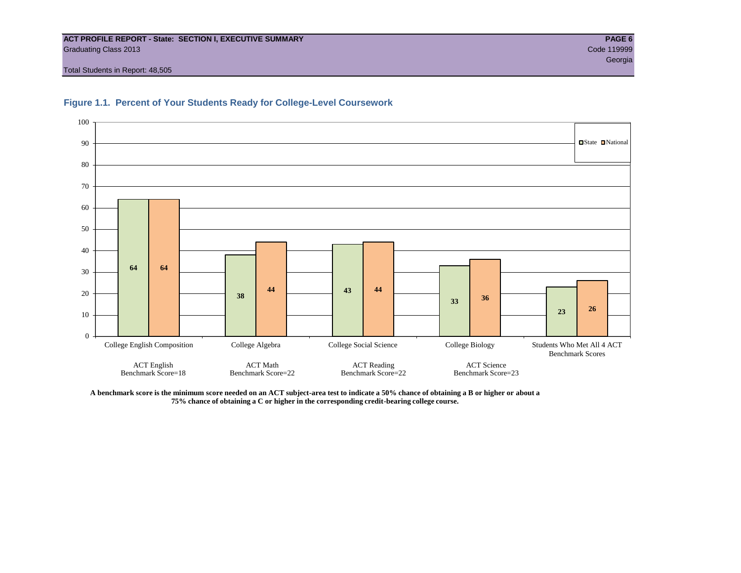**ACT PROFILE REPORT - State: SECTION I, EXECUTIVE SUMMARY**
Graduating Class 2013
Code 119999
Georgia
Total Students in Report: 48,505

### Figure 1.1. Percent of Your Students Ready for College-Level Coursework

| | State | National |
| --- | --- | --- |
| College English Composition (ACT English Benchmark Score=18) | 64 | 64 |
| College Algebra (ACT Math Benchmark Score=22) | 38 | 44 |
| College Social Science (ACT Reading Benchmark Score=22) | 43 | 44 |
| College Biology (ACT Science Benchmark Score=23) | 33 | 36 |
| Students Who Met All 4 ACT Benchmark Scores | 23 | 26 |

**A benchmark score is the minimum score needed on an ACT subject-area test to indicate a 50% chance of obtaining a B or higher or about a 75% chance of obtaining a C or higher in the corresponding credit-bearing college course.**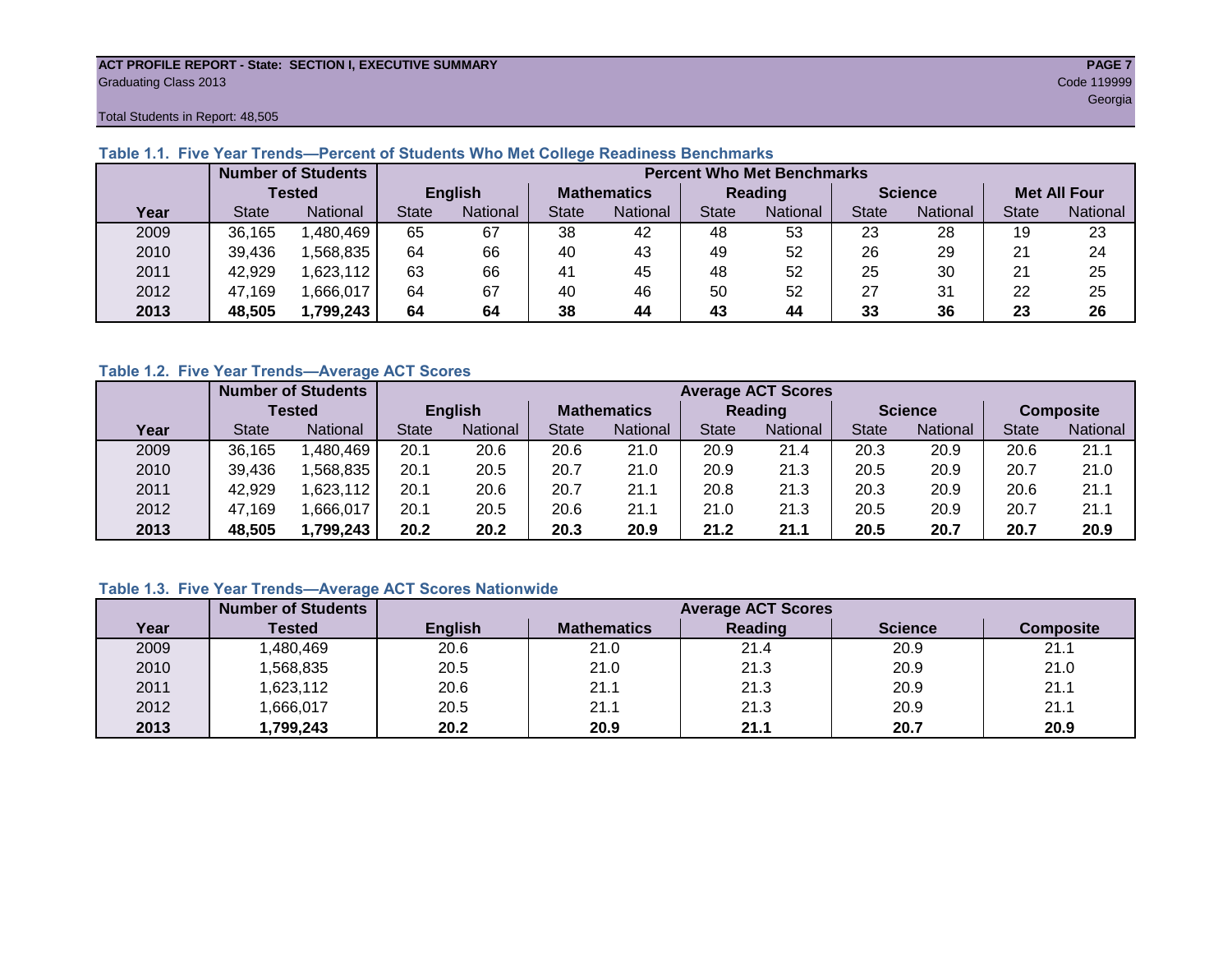**ACT PROFILE REPORT - State: SECTION I, EXECUTIVE SUMMARY**
Graduating Class 2013
Code 119999
Georgia

Total Students in Report: 48,505

### Table 1.1. Five Year Trends—Percent of Students Who Met College Readiness Benchmarks

| | Number of Students Tested | | Percent Who Met Benchmarks | | | | | | | | | |
|---|---|---|---|---|---|---|---|---|---|---|---|---|
| | | | English | | Mathematics | | Reading | | Science | | Met All Four | |
| Year | State | National | State | National | State | National | State | National | State | National | State | National |
| 2009 | 36,165 | 1,480,469 | 65 | 67 | 38 | 42 | 48 | 53 | 23 | 28 | 19 | 23 |
| 2010 | 39,436 | 1,568,835 | 64 | 66 | 40 | 43 | 49 | 52 | 26 | 29 | 21 | 24 |
| 2011 | 42,929 | 1,623,112 | 63 | 66 | 41 | 45 | 48 | 52 | 25 | 30 | 21 | 25 |
| 2012 | 47,169 | 1,666,017 | 64 | 67 | 40 | 46 | 50 | 52 | 27 | 31 | 22 | 25 |
| **2013** | **48,505** | **1,799,243** | **64** | **64** | **38** | **44** | **43** | **44** | **33** | **36** | **23** | **26** |

### Table 1.2. Five Year Trends—Average ACT Scores

| | Number of Students Tested | | Average ACT Scores | | | | | | | | | |
|---|---|---|---|---|---|---|---|---|---|---|---|---|
| | | | English | | Mathematics | | Reading | | Science | | Composite | |
| Year | State | National | State | National | State | National | State | National | State | National | State | National |
| 2009 | 36,165 | 1,480,469 | 20.1 | 20.6 | 20.6 | 21.0 | 20.9 | 21.4 | 20.3 | 20.9 | 20.6 | 21.1 |
| 2010 | 39,436 | 1,568,835 | 20.1 | 20.5 | 20.7 | 21.0 | 20.9 | 21.3 | 20.5 | 20.9 | 20.7 | 21.0 |
| 2011 | 42,929 | 1,623,112 | 20.1 | 20.6 | 20.7 | 21.1 | 20.8 | 21.3 | 20.3 | 20.9 | 20.6 | 21.1 |
| 2012 | 47,169 | 1,666,017 | 20.1 | 20.5 | 20.6 | 21.1 | 21.0 | 21.3 | 20.5 | 20.9 | 20.7 | 21.1 |
| **2013** | **48,505** | **1,799,243** | **20.2** | **20.2** | **20.3** | **20.9** | **21.2** | **21.1** | **20.5** | **20.7** | **20.7** | **20.9** |

### Table 1.3. Five Year Trends—Average ACT Scores Nationwide

| | Number of Students | Average ACT Scores | | | | |
|---|---|---|---|---|---|---|
| Year | Tested | English | Mathematics | Reading | Science | Composite |
| 2009 | 1,480,469 | 20.6 | 21.0 | 21.4 | 20.9 | 21.1 |
| 2010 | 1,568,835 | 20.5 | 21.0 | 21.3 | 20.9 | 21.0 |
| 2011 | 1,623,112 | 20.6 | 21.1 | 21.3 | 20.9 | 21.1 |
| 2012 | 1,666,017 | 20.5 | 21.1 | 21.3 | 20.9 | 21.1 |
| **2013** | **1,799,243** | **20.2** | **20.9** | **21.1** | **20.7** | **20.9** |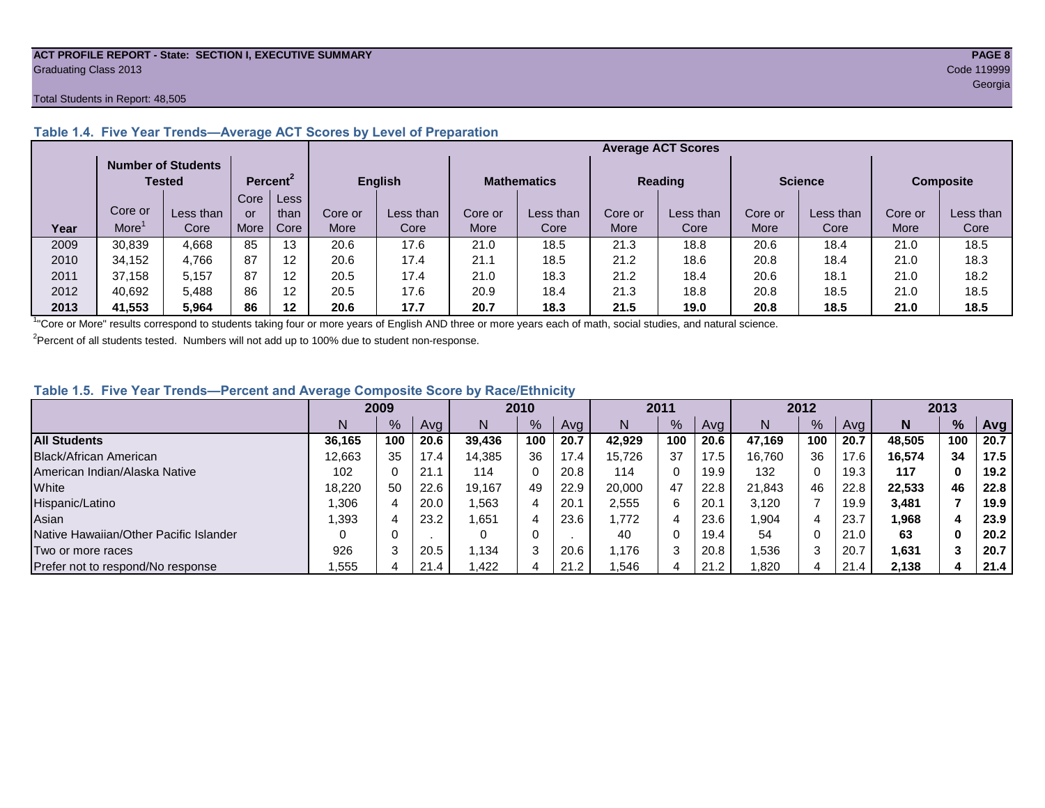**ACT PROFILE REPORT - State: SECTION I, EXECUTIVE SUMMARY**
Graduating Class 2013

Code 119999
Georgia

Total Students in Report: 48,505

### Table 1.4. Five Year Trends—Average ACT Scores by Level of Preparation

| | Number of Students Tested | | Percent[2] | | Average ACT Scores | | | | | | | | | |
|---|---|---|---|---|---|---|---|---|---|---|---|---|---|---|
| | | | | | English | | Mathematics | | Reading | | Science | | Composite | |
| Year | Core or More[1] | Less than Core | Core or More | Less than Core | Core or More | Less than Core | Core or More | Less than Core | Core or More | Less than Core | Core or More | Less than Core | Core or More | Less than Core |
| 2009 | 30,839 | 4,668 | 85 | 13 | 20.6 | 17.6 | 21.0 | 18.5 | 21.3 | 18.8 | 20.6 | 18.4 | 21.0 | 18.5 |
| 2010 | 34,152 | 4,766 | 87 | 12 | 20.6 | 17.4 | 21.1 | 18.5 | 21.2 | 18.6 | 20.8 | 18.4 | 21.0 | 18.3 |
| 2011 | 37,158 | 5,157 | 87 | 12 | 20.5 | 17.4 | 21.0 | 18.3 | 21.2 | 18.4 | 20.6 | 18.1 | 21.0 | 18.2 |
| 2012 | 40,692 | 5,488 | 86 | 12 | 20.5 | 17.6 | 20.9 | 18.4 | 21.3 | 18.8 | 20.8 | 18.5 | 21.0 | 18.5 |
| **2013** | **41,553** | **5,964** | **86** | **12** | **20.6** | **17.7** | **20.7** | **18.3** | **21.5** | **19.0** | **20.8** | **18.5** | **21.0** | **18.5** |

[1]"Core or More" results correspond to students taking four or more years of English AND three or more years each of math, social studies, and natural science.

[2]Percent of all students tested. Numbers will not add up to 100% due to student non-response.

### Table 1.5. Five Year Trends—Percent and Average Composite Score by Race/Ethnicity

| | 2009 | | | 2010 | | | 2011 | | | 2012 | | | **2013** | | |
|---|---|---|---|---|---|---|---|---|---|---|---|---|---|---|---|
| | N | % | Avg | N | % | Avg | N | % | Avg | N | % | Avg | **N** | **%** | **Avg** |
| **All Students** | **36,165** | **100** | **20.6** | **39,436** | **100** | **20.7** | **42,929** | **100** | **20.6** | **47,169** | **100** | **20.7** | **48,505** | **100** | **20.7** |
| Black/African American | 12,663 | 35 | 17.4 | 14,385 | 36 | 17.4 | 15,726 | 37 | 17.5 | 16,760 | 36 | 17.6 | **16,574** | **34** | **17.5** |
| American Indian/Alaska Native | 102 | 0 | 21.1 | 114 | 0 | 20.8 | 114 | 0 | 19.9 | 132 | 0 | 19.3 | **117** | **0** | **19.2** |
| White | 18,220 | 50 | 22.6 | 19,167 | 49 | 22.9 | 20,000 | 47 | 22.8 | 21,843 | 46 | 22.8 | **22,533** | **46** | **22.8** |
| Hispanic/Latino | 1,306 | 4 | 20.0 | 1,563 | 4 | 20.1 | 2,555 | 6 | 20.1 | 3,120 | 7 | 19.9 | **3,481** | **7** | **19.9** |
| Asian | 1,393 | 4 | 23.2 | 1,651 | 4 | 23.6 | 1,772 | 4 | 23.6 | 1,904 | 4 | 23.7 | **1,968** | **4** | **23.9** |
| Native Hawaiian/Other Pacific Islander | 0 | 0 | . | 0 | 0 | . | 40 | 0 | 19.4 | 54 | 0 | 21.0 | **63** | **0** | **20.2** |
| Two or more races | 926 | 3 | 20.5 | 1,134 | 3 | 20.6 | 1,176 | 3 | 20.8 | 1,536 | 3 | 20.7 | **1,631** | **3** | **20.7** |
| Prefer not to respond/No response | 1,555 | 4 | 21.4 | 1,422 | 4 | 21.2 | 1,546 | 4 | 21.2 | 1,820 | 4 | 21.4 | **2,138** | **4** | **21.4** |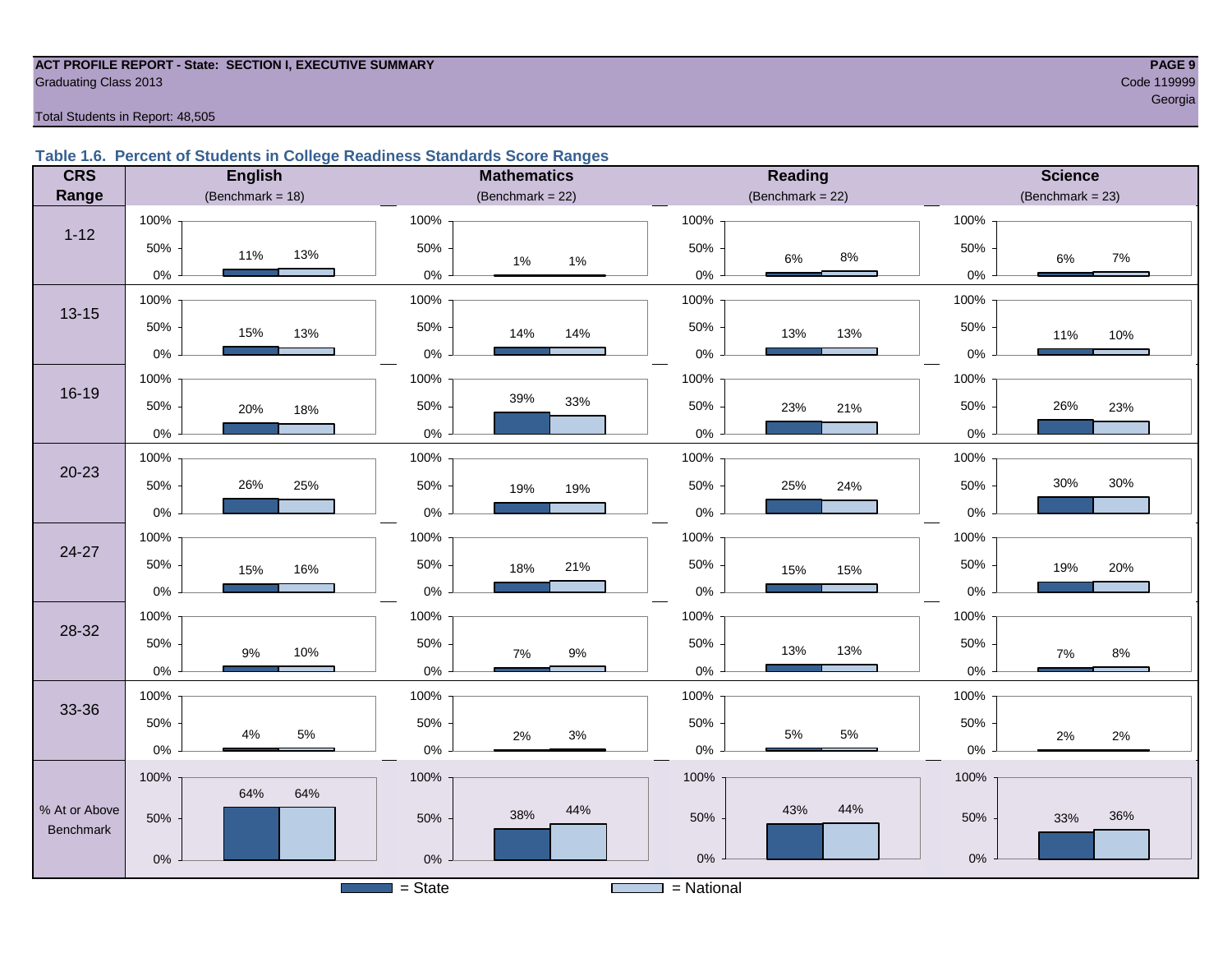ACT PROFILE REPORT - State: SECTION I, EXECUTIVE SUMMARY
Graduating Class 2013
Code 119999
Georgia

Total Students in Report: 48,505

### Table 1.6. Percent of Students in College Readiness Standards Score Ranges

| CRS Range | English (Benchmark = 18) | | Mathematics (Benchmark = 22) | | Reading (Benchmark = 22) | | Science (Benchmark = 23) | |
|---|---|---|---|---|---|---|---|---|
| | State | National | State | National | State | National | State | National |
| 1-12 | 11% | 13% | 1% | 1% | 6% | 8% | 6% | 7% |
| 13-15 | 15% | 13% | 14% | 14% | 13% | 13% | 11% | 10% |
| 16-19 | 20% | 18% | 39% | 33% | 23% | 21% | 26% | 23% |
| 20-23 | 26% | 25% | 19% | 19% | 25% | 24% | 30% | 30% |
| 24-27 | 15% | 16% | 18% | 21% | 15% | 15% | 19% | 20% |
| 28-32 | 9% | 10% | 7% | 9% | 13% | 13% | 7% | 8% |
| 33-36 | 4% | 5% | 2% | 3% | 5% | 5% | 2% | 2% |
| % At or Above Benchmark | 64% | 64% | 38% | 44% | 43% | 44% | 33% | 36% |

■ = State ■ = National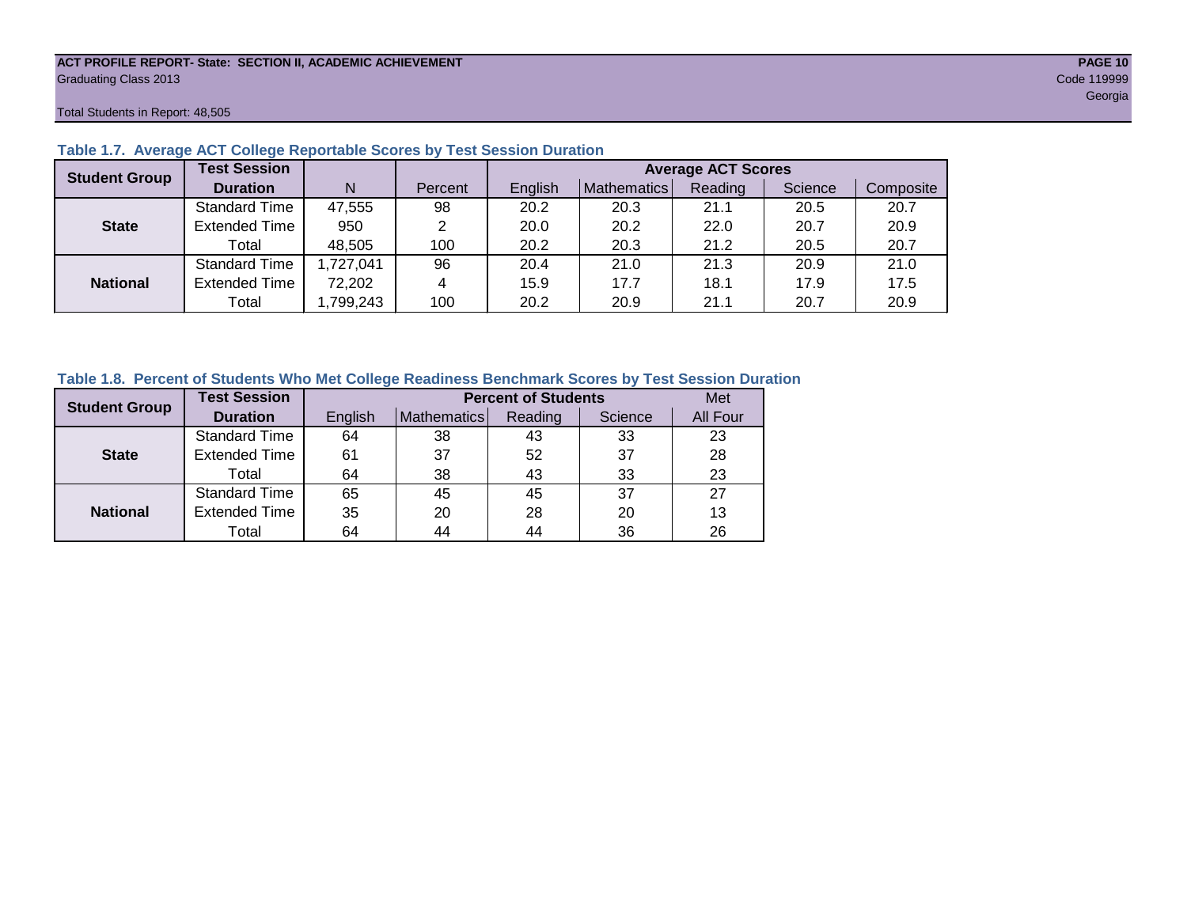**ACT PROFILE REPORT- State: SECTION II, ACADEMIC ACHIEVEMENT**
Graduating Class 2013

Code 119999
Georgia

Total Students in Report: 48,505

### Table 1.7. Average ACT College Reportable Scores by Test Session Duration

| Student Group | Test Session Duration | N | Percent | Average ACT Scores | | | | |
|---|---|---|---|---|---|---|---|---|
| | | | | English | Mathematics | Reading | Science | Composite |
| **State** | Standard Time | 47,555 | 98 | 20.2 | 20.3 | 21.1 | 20.5 | 20.7 |
| | Extended Time | 950 | 2 | 20.0 | 20.2 | 22.0 | 20.7 | 20.9 |
| | Total | 48,505 | 100 | 20.2 | 20.3 | 21.2 | 20.5 | 20.7 |
| **National** | Standard Time | 1,727,041 | 96 | 20.4 | 21.0 | 21.3 | 20.9 | 21.0 |
| | Extended Time | 72,202 | 4 | 15.9 | 17.7 | 18.1 | 17.9 | 17.5 |
| | Total | 1,799,243 | 100 | 20.2 | 20.9 | 21.1 | 20.7 | 20.9 |

### Table 1.8. Percent of Students Who Met College Readiness Benchmark Scores by Test Session Duration

| Student Group | Test Session Duration | Percent of Students | | | | Met |
|---|---|---|---|---|---|---|
| | | English | Mathematics | Reading | Science | All Four |
| **State** | Standard Time | 64 | 38 | 43 | 33 | 23 |
| | Extended Time | 61 | 37 | 52 | 37 | 28 |
| | Total | 64 | 38 | 43 | 33 | 23 |
| **National** | Standard Time | 65 | 45 | 45 | 37 | 27 |
| | Extended Time | 35 | 20 | 28 | 20 | 13 |
| | Total | 64 | 44 | 44 | 36 | 26 |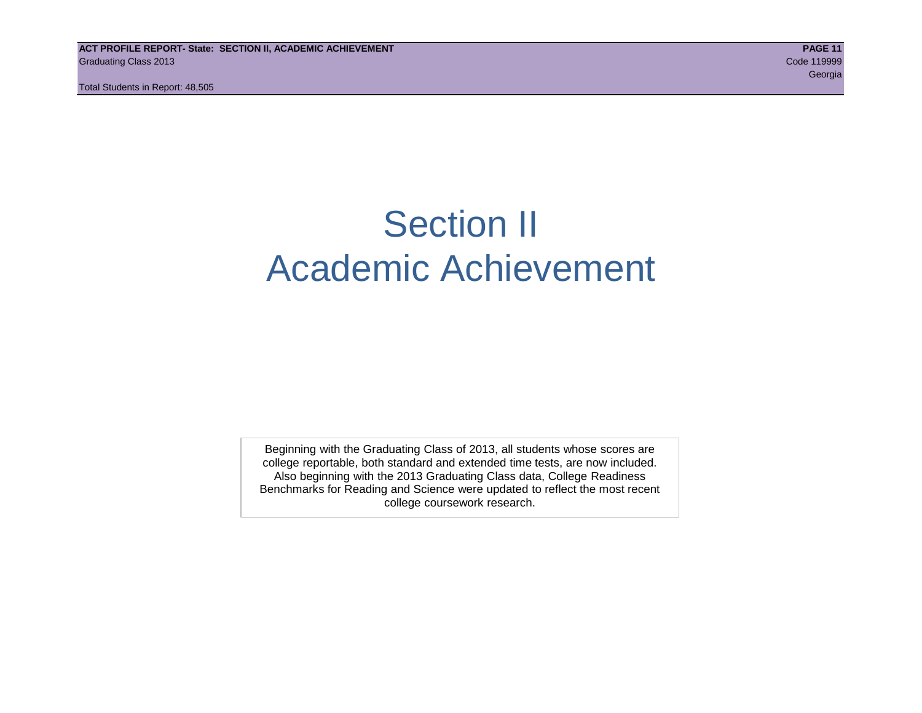# Section II
# Academic Achievement

Beginning with the Graduating Class of 2013, all students whose scores are college reportable, both standard and extended time tests, are now included. Also beginning with the 2013 Graduating Class data, College Readiness Benchmarks for Reading and Science were updated to reflect the most recent college coursework research.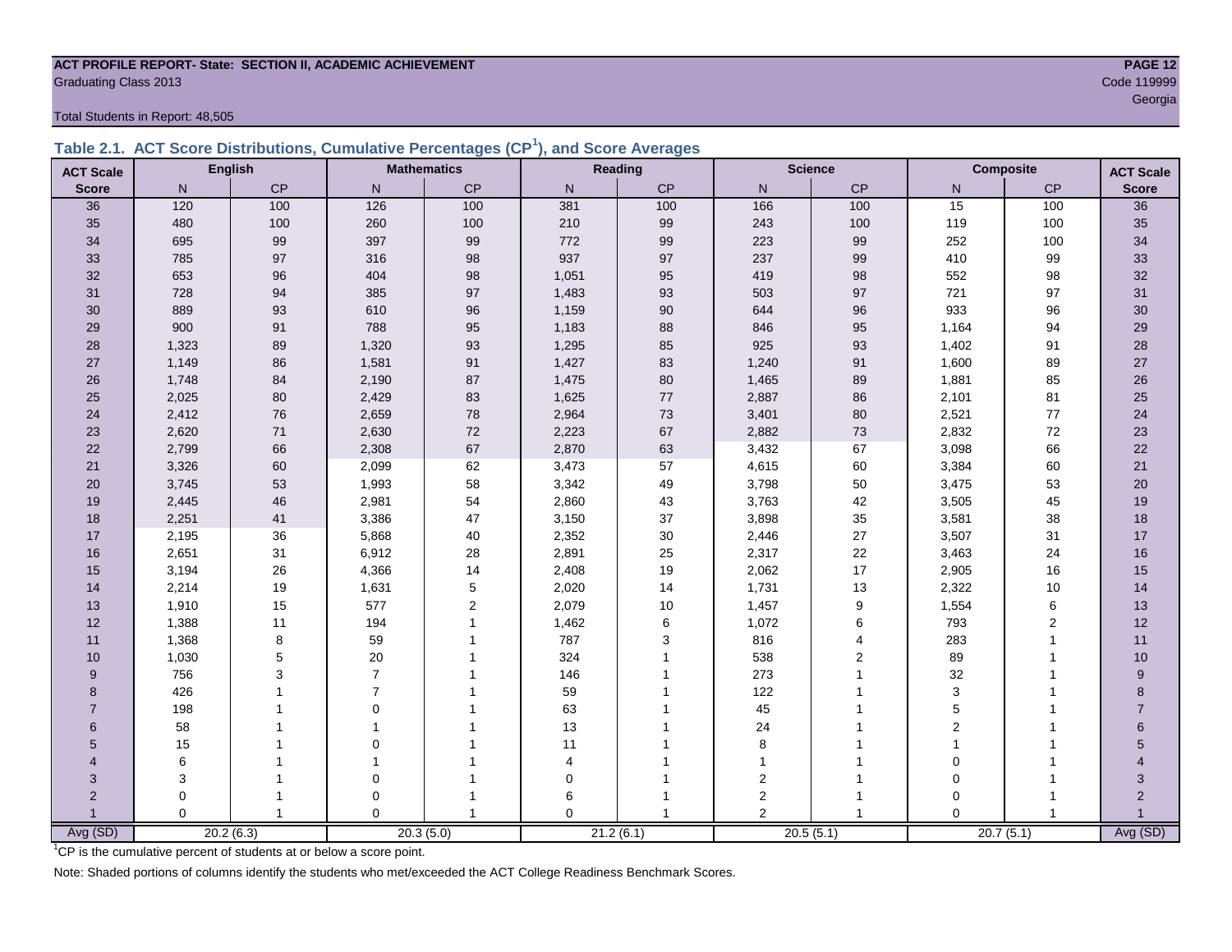**ACT PROFILE REPORT- State: SECTION II, ACADEMIC ACHIEVEMENT**
Graduating Class 2013
Code 119999
Georgia

Total Students in Report: 48,505

## Table 2.1. ACT Score Distributions, Cumulative Percentages (CP[1]), and Score Averages

| ACT Scale | English | | Mathematics | | Reading | | Science | | Composite | | ACT Scale |
|---|---|---|---|---|---|---|---|---|---|---|---|
| Score | N | CP | N | CP | N | CP | N | CP | N | CP | Score |
| 36 | 120 | 100 | 126 | 100 | 381 | 100 | 166 | 100 | 15 | 100 | 36 |
| 35 | 480 | 100 | 260 | 100 | 210 | 99 | 243 | 100 | 119 | 100 | 35 |
| 34 | 695 | 99 | 397 | 99 | 772 | 99 | 223 | 99 | 252 | 100 | 34 |
| 33 | 785 | 97 | 316 | 98 | 937 | 97 | 237 | 99 | 410 | 99 | 33 |
| 32 | 653 | 96 | 404 | 98 | 1,051 | 95 | 419 | 98 | 552 | 98 | 32 |
| 31 | 728 | 94 | 385 | 97 | 1,483 | 93 | 503 | 97 | 721 | 97 | 31 |
| 30 | 889 | 93 | 610 | 96 | 1,159 | 90 | 644 | 96 | 933 | 96 | 30 |
| 29 | 900 | 91 | 788 | 95 | 1,183 | 88 | 846 | 95 | 1,164 | 94 | 29 |
| 28 | 1,323 | 89 | 1,320 | 93 | 1,295 | 85 | 925 | 93 | 1,402 | 91 | 28 |
| 27 | 1,149 | 86 | 1,581 | 91 | 1,427 | 83 | 1,240 | 91 | 1,600 | 89 | 27 |
| 26 | 1,748 | 84 | 2,190 | 87 | 1,475 | 80 | 1,465 | 89 | 1,881 | 85 | 26 |
| 25 | 2,025 | 80 | 2,429 | 83 | 1,625 | 77 | 2,887 | 86 | 2,101 | 81 | 25 |
| 24 | 2,412 | 76 | 2,659 | 78 | 2,964 | 73 | 3,401 | 80 | 2,521 | 77 | 24 |
| 23 | 2,620 | 71 | 2,630 | 72 | 2,223 | 67 | 2,882 | 73 | 2,832 | 72 | 23 |
| 22 | 2,799 | 66 | 2,308 | 67 | 2,870 | 63 | 3,432 | 67 | 3,098 | 66 | 22 |
| 21 | 3,326 | 60 | 2,099 | 62 | 3,473 | 57 | 4,615 | 60 | 3,384 | 60 | 21 |
| 20 | 3,745 | 53 | 1,993 | 58 | 3,342 | 49 | 3,798 | 50 | 3,475 | 53 | 20 |
| 19 | 2,445 | 46 | 2,981 | 54 | 2,860 | 43 | 3,763 | 42 | 3,505 | 45 | 19 |
| 18 | 2,251 | 41 | 3,386 | 47 | 3,150 | 37 | 3,898 | 35 | 3,581 | 38 | 18 |
| 17 | 2,195 | 36 | 5,868 | 40 | 2,352 | 30 | 2,446 | 27 | 3,507 | 31 | 17 |
| 16 | 2,651 | 31 | 6,912 | 28 | 2,891 | 25 | 2,317 | 22 | 3,463 | 24 | 16 |
| 15 | 3,194 | 26 | 4,366 | 14 | 2,408 | 19 | 2,062 | 17 | 2,905 | 16 | 15 |
| 14 | 2,214 | 19 | 1,631 | 5 | 2,020 | 14 | 1,731 | 13 | 2,322 | 10 | 14 |
| 13 | 1,910 | 15 | 577 | 2 | 2,079 | 10 | 1,457 | 9 | 1,554 | 6 | 13 |
| 12 | 1,388 | 11 | 194 | 1 | 1,462 | 6 | 1,072 | 6 | 793 | 2 | 12 |
| 11 | 1,368 | 8 | 59 | 1 | 787 | 3 | 816 | 4 | 283 | 1 | 11 |
| 10 | 1,030 | 5 | 20 | 1 | 324 | 1 | 538 | 2 | 89 | 1 | 10 |
| 9 | 756 | 3 | 7 | 1 | 146 | 1 | 273 | 1 | 32 | 1 | 9 |
| 8 | 426 | 1 | 7 | 1 | 59 | 1 | 122 | 1 | 3 | 1 | 8 |
| 7 | 198 | 1 | 0 | 1 | 63 | 1 | 45 | 1 | 5 | 1 | 7 |
| 6 | 58 | 1 | 1 | 1 | 13 | 1 | 24 | 1 | 2 | 1 | 6 |
| 5 | 15 | 1 | 0 | 1 | 11 | 1 | 8 | 1 | 1 | 1 | 5 |
| 4 | 6 | 1 | 1 | 1 | 4 | 1 | 1 | 1 | 0 | 1 | 4 |
| 3 | 3 | 1 | 0 | 1 | 0 | 1 | 2 | 1 | 0 | 1 | 3 |
| 2 | 0 | 1 | 0 | 1 | 6 | 1 | 2 | 1 | 0 | 1 | 2 |
| 1 | 0 | 1 | 0 | 1 | 0 | 1 | 2 | 1 | 0 | 1 | 1 |
| Avg (SD) | 20.2 (6.3) | | 20.3 (5.0) | | 21.2 (6.1) | | 20.5 (5.1) | | 20.7 (5.1) | | Avg (SD) |

[1]CP is the cumulative percent of students at or below a score point.

Note: Shaded portions of columns identify the students who met/exceeded the ACT College Readiness Benchmark Scores.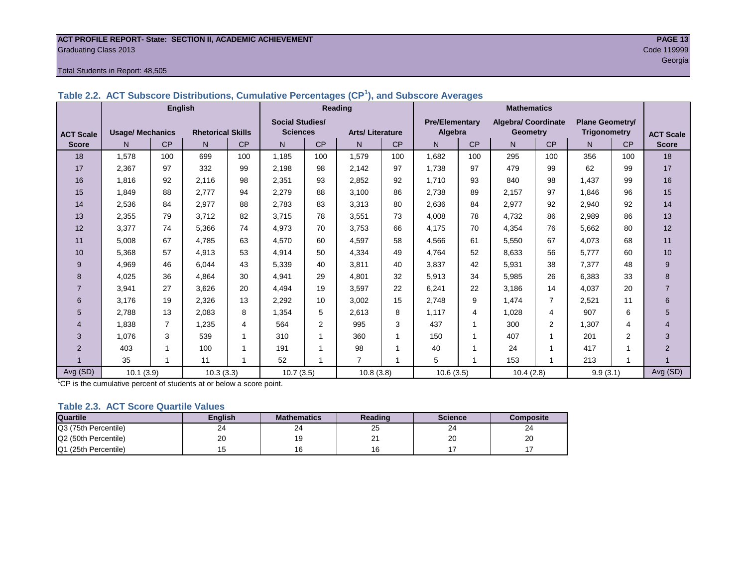ACT PROFILE REPORT- State: SECTION II, ACADEMIC ACHIEVEMENT
Graduating Class 2013
Code 119999
Georgia

Total Students in Report: 48,505

### Table 2.2. ACT Subscore Distributions, Cumulative Percentages (CP[1]), and Subscore Averages

| ACT Scale Score | English: Usage/ Mechanics N | English: Usage/ Mechanics CP | English: Rhetorical Skills N | English: Rhetorical Skills CP | Reading: Social Studies/ Sciences N | Reading: Social Studies/ Sciences CP | Reading: Arts/ Literature N | Reading: Arts/ Literature CP | Mathematics: Pre/Elementary Algebra N | Mathematics: Pre/Elementary Algebra CP | Mathematics: Algebra/ Coordinate Geometry N | Mathematics: Algebra/ Coordinate Geometry CP | Mathematics: Plane Geometry/ Trigonometry N | Mathematics: Plane Geometry/ Trigonometry CP | ACT Scale Score |
|---|---|---|---|---|---|---|---|---|---|---|---|---|---|---|---|
| 18 | 1,578 | 100 | 699 | 100 | 1,185 | 100 | 1,579 | 100 | 1,682 | 100 | 295 | 100 | 356 | 100 | 18 |
| 17 | 2,367 | 97 | 332 | 99 | 2,198 | 98 | 2,142 | 97 | 1,738 | 97 | 479 | 99 | 62 | 99 | 17 |
| 16 | 1,816 | 92 | 2,116 | 98 | 2,351 | 93 | 2,852 | 92 | 1,710 | 93 | 840 | 98 | 1,437 | 99 | 16 |
| 15 | 1,849 | 88 | 2,777 | 94 | 2,279 | 88 | 3,100 | 86 | 2,738 | 89 | 2,157 | 97 | 1,846 | 96 | 15 |
| 14 | 2,536 | 84 | 2,977 | 88 | 2,783 | 83 | 3,313 | 80 | 2,636 | 84 | 2,977 | 92 | 2,940 | 92 | 14 |
| 13 | 2,355 | 79 | 3,712 | 82 | 3,715 | 78 | 3,551 | 73 | 4,008 | 78 | 4,732 | 86 | 2,989 | 86 | 13 |
| 12 | 3,377 | 74 | 5,366 | 74 | 4,973 | 70 | 3,753 | 66 | 4,175 | 70 | 4,354 | 76 | 5,662 | 80 | 12 |
| 11 | 5,008 | 67 | 4,785 | 63 | 4,570 | 60 | 4,597 | 58 | 4,566 | 61 | 5,550 | 67 | 4,073 | 68 | 11 |
| 10 | 5,368 | 57 | 4,913 | 53 | 4,914 | 50 | 4,334 | 49 | 4,764 | 52 | 8,633 | 56 | 5,777 | 60 | 10 |
| 9 | 4,969 | 46 | 6,044 | 43 | 5,339 | 40 | 3,811 | 40 | 3,837 | 42 | 5,931 | 38 | 7,377 | 48 | 9 |
| 8 | 4,025 | 36 | 4,864 | 30 | 4,941 | 29 | 4,801 | 32 | 5,913 | 34 | 5,985 | 26 | 6,383 | 33 | 8 |
| 7 | 3,941 | 27 | 3,626 | 20 | 4,494 | 19 | 3,597 | 22 | 6,241 | 22 | 3,186 | 14 | 4,037 | 20 | 7 |
| 6 | 3,176 | 19 | 2,326 | 13 | 2,292 | 10 | 3,002 | 15 | 2,748 | 9 | 1,474 | 7 | 2,521 | 11 | 6 |
| 5 | 2,788 | 13 | 2,083 | 8 | 1,354 | 5 | 2,613 | 8 | 1,117 | 4 | 1,028 | 4 | 907 | 6 | 5 |
| 4 | 1,838 | 7 | 1,235 | 4 | 564 | 2 | 995 | 3 | 437 | 1 | 300 | 2 | 1,307 | 4 | 4 |
| 3 | 1,076 | 3 | 539 | 1 | 310 | 1 | 360 | 1 | 150 | 1 | 407 | 1 | 201 | 2 | 3 |
| 2 | 403 | 1 | 100 | 1 | 191 | 1 | 98 | 1 | 40 | 1 | 24 | 1 | 417 | 1 | 2 |
| 1 | 35 | 1 | 11 | 1 | 52 | 1 | 7 | 1 | 5 | 1 | 153 | 1 | 213 | 1 | 1 |
| Avg (SD) | 10.1 (3.9) | | 10.3 (3.3) | | 10.7 (3.5) | | 10.8 (3.8) | | 10.6 (3.5) | | 10.4 (2.8) | | 9.9 (3.1) | | Avg (SD) |

[1]CP is the cumulative percent of students at or below a score point.

### Table 2.3. ACT Score Quartile Values

| Quartile | English | Mathematics | Reading | Science | Composite |
|---|---|---|---|---|---|
| Q3 (75th Percentile) | 24 | 24 | 25 | 24 | 24 |
| Q2 (50th Percentile) | 20 | 19 | 21 | 20 | 20 |
| Q1 (25th Percentile) | 15 | 16 | 16 | 17 | 17 |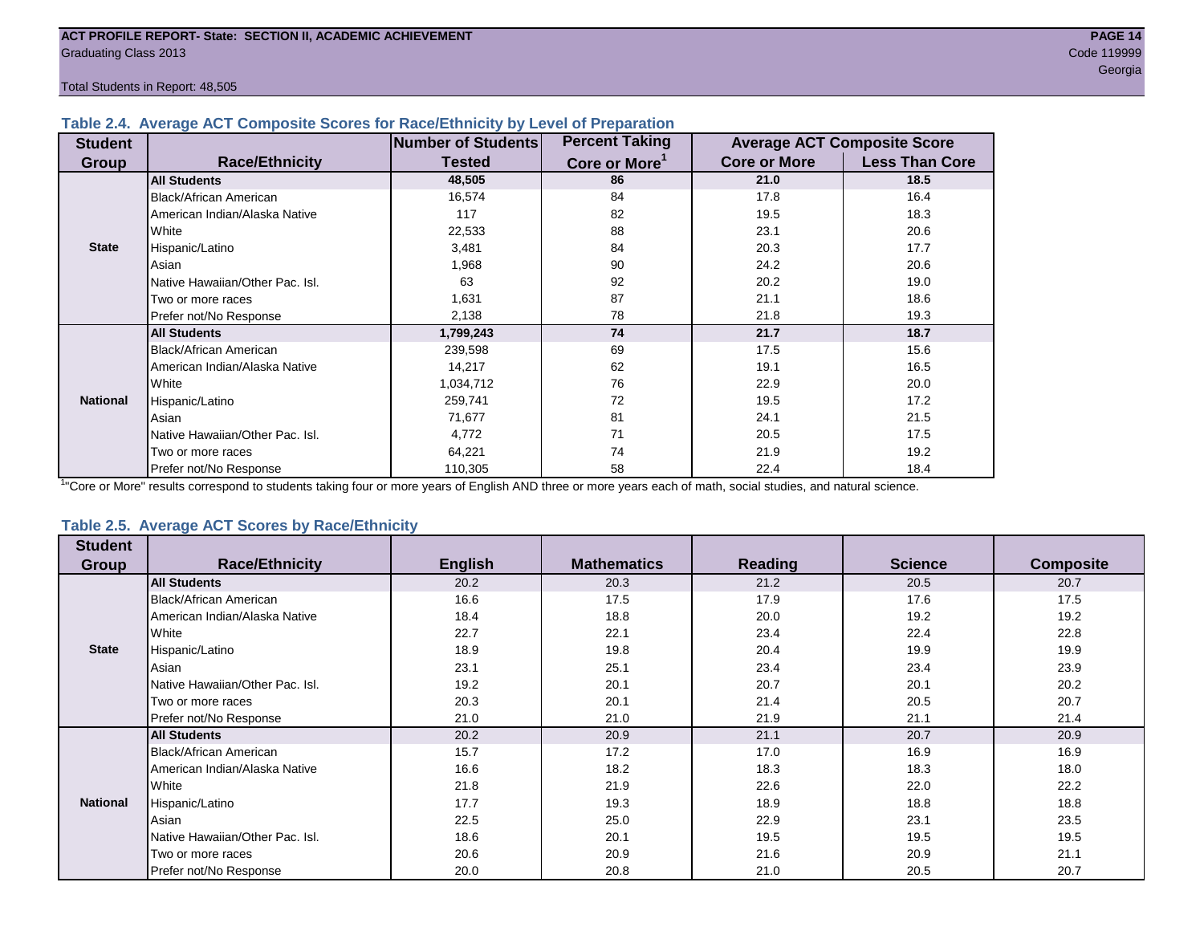## Table 2.4. Average ACT Composite Scores for Race/Ethnicity by Level of Preparation

| Student Group | Race/Ethnicity | Number of Students Tested | Percent Taking Core or More[1] | Average ACT Composite Score | |
|---|---|---|---|---|---|
| | | | | Core or More | Less Than Core |
| State | **All Students** | **48,505** | **86** | **21.0** | **18.5** |
| | Black/African American | 16,574 | 84 | 17.8 | 16.4 |
| | American Indian/Alaska Native | 117 | 82 | 19.5 | 18.3 |
| | White | 22,533 | 88 | 23.1 | 20.6 |
| | Hispanic/Latino | 3,481 | 84 | 20.3 | 17.7 |
| | Asian | 1,968 | 90 | 24.2 | 20.6 |
| | Native Hawaiian/Other Pac. Isl. | 63 | 92 | 20.2 | 19.0 |
| | Two or more races | 1,631 | 87 | 21.1 | 18.6 |
| | Prefer not/No Response | 2,138 | 78 | 21.8 | 19.3 |
| National | **All Students** | **1,799,243** | **74** | **21.7** | **18.7** |
| | Black/African American | 239,598 | 69 | 17.5 | 15.6 |
| | American Indian/Alaska Native | 14,217 | 62 | 19.1 | 16.5 |
| | White | 1,034,712 | 76 | 22.9 | 20.0 |
| | Hispanic/Latino | 259,741 | 72 | 19.5 | 17.2 |
| | Asian | 71,677 | 81 | 24.1 | 21.5 |
| | Native Hawaiian/Other Pac. Isl. | 4,772 | 71 | 20.5 | 17.5 |
| | Two or more races | 64,221 | 74 | 21.9 | 19.2 |
| | Prefer not/No Response | 110,305 | 58 | 22.4 | 18.4 |

[1]"Core or More" results correspond to students taking four or more years of English AND three or more years each of math, social studies, and natural science.

## Table 2.5. Average ACT Scores by Race/Ethnicity

| Student Group | Race/Ethnicity | English | Mathematics | Reading | Science | Composite |
|---|---|---|---|---|---|---|
| State | **All Students** | 20.2 | 20.3 | 21.2 | 20.5 | 20.7 |
| | Black/African American | 16.6 | 17.5 | 17.9 | 17.6 | 17.5 |
| | American Indian/Alaska Native | 18.4 | 18.8 | 20.0 | 19.2 | 19.2 |
| | White | 22.7 | 22.1 | 23.4 | 22.4 | 22.8 |
| | Hispanic/Latino | 18.9 | 19.8 | 20.4 | 19.9 | 19.9 |
| | Asian | 23.1 | 25.1 | 23.4 | 23.4 | 23.9 |
| | Native Hawaiian/Other Pac. Isl. | 19.2 | 20.1 | 20.7 | 20.1 | 20.2 |
| | Two or more races | 20.3 | 20.1 | 21.4 | 20.5 | 20.7 |
| | Prefer not/No Response | 21.0 | 21.0 | 21.9 | 21.1 | 21.4 |
| National | **All Students** | 20.2 | 20.9 | 21.1 | 20.7 | 20.9 |
| | Black/African American | 15.7 | 17.2 | 17.0 | 16.9 | 16.9 |
| | American Indian/Alaska Native | 16.6 | 18.2 | 18.3 | 18.3 | 18.0 |
| | White | 21.8 | 21.9 | 22.6 | 22.0 | 22.2 |
| | Hispanic/Latino | 17.7 | 19.3 | 18.9 | 18.8 | 18.8 |
| | Asian | 22.5 | 25.0 | 22.9 | 23.1 | 23.5 |
| | Native Hawaiian/Other Pac. Isl. | 18.6 | 20.1 | 19.5 | 19.5 | 19.5 |
| | Two or more races | 20.6 | 20.9 | 21.6 | 20.9 | 21.1 |
| | Prefer not/No Response | 20.0 | 20.8 | 21.0 | 20.5 | 20.7 |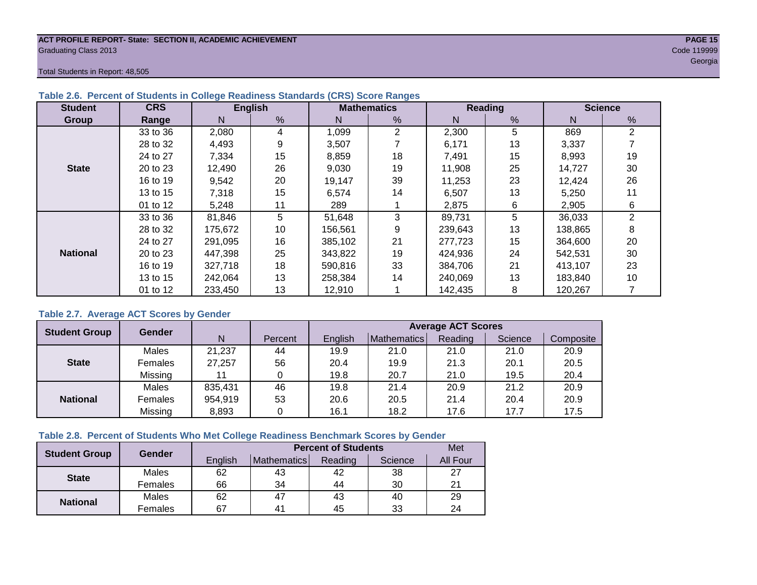ACT PROFILE REPORT- State: SECTION II, ACADEMIC ACHIEVEMENT
Graduating Class 2013
Code 119999
Georgia

Total Students in Report: 48,505

### Table 2.6. Percent of Students in College Readiness Standards (CRS) Score Ranges

| Student Group | CRS Range | English | | Mathematics | | Reading | | Science | |
|---|---|---|---|---|---|---|---|---|---|
| | | N | % | N | % | N | % | N | % |
| State | 33 to 36 | 2,080 | 4 | 1,099 | 2 | 2,300 | 5 | 869 | 2 |
| | 28 to 32 | 4,493 | 9 | 3,507 | 7 | 6,171 | 13 | 3,337 | 7 |
| | 24 to 27 | 7,334 | 15 | 8,859 | 18 | 7,491 | 15 | 8,993 | 19 |
| | 20 to 23 | 12,490 | 26 | 9,030 | 19 | 11,908 | 25 | 14,727 | 30 |
| | 16 to 19 | 9,542 | 20 | 19,147 | 39 | 11,253 | 23 | 12,424 | 26 |
| | 13 to 15 | 7,318 | 15 | 6,574 | 14 | 6,507 | 13 | 5,250 | 11 |
| | 01 to 12 | 5,248 | 11 | 289 | 1 | 2,875 | 6 | 2,905 | 6 |
| National | 33 to 36 | 81,846 | 5 | 51,648 | 3 | 89,731 | 5 | 36,033 | 2 |
| | 28 to 32 | 175,672 | 10 | 156,561 | 9 | 239,643 | 13 | 138,865 | 8 |
| | 24 to 27 | 291,095 | 16 | 385,102 | 21 | 277,723 | 15 | 364,600 | 20 |
| | 20 to 23 | 447,398 | 25 | 343,822 | 19 | 424,936 | 24 | 542,531 | 30 |
| | 16 to 19 | 327,718 | 18 | 590,816 | 33 | 384,706 | 21 | 413,107 | 23 |
| | 13 to 15 | 242,064 | 13 | 258,384 | 14 | 240,069 | 13 | 183,840 | 10 |
| | 01 to 12 | 233,450 | 13 | 12,910 | 1 | 142,435 | 8 | 120,267 | 7 |

### Table 2.7. Average ACT Scores by Gender

| Student Group | Gender | N | Percent | Average ACT Scores | | | | |
|---|---|---|---|---|---|---|---|---|
| | | | | English | Mathematics | Reading | Science | Composite |
| State | Males | 21,237 | 44 | 19.9 | 21.0 | 21.0 | 21.0 | 20.9 |
| | Females | 27,257 | 56 | 20.4 | 19.9 | 21.3 | 20.1 | 20.5 |
| | Missing | 11 | 0 | 19.8 | 20.7 | 21.0 | 19.5 | 20.4 |
| National | Males | 835,431 | 46 | 19.8 | 21.4 | 20.9 | 21.2 | 20.9 |
| | Females | 954,919 | 53 | 20.6 | 20.5 | 21.4 | 20.4 | 20.9 |
| | Missing | 8,893 | 0 | 16.1 | 18.2 | 17.6 | 17.7 | 17.5 |

### Table 2.8. Percent of Students Who Met College Readiness Benchmark Scores by Gender

| Student Group | Gender | Percent of Students | | | | Met |
|---|---|---|---|---|---|---|
| | | English | Mathematics | Reading | Science | All Four |
| State | Males | 62 | 43 | 42 | 38 | 27 |
| | Females | 66 | 34 | 44 | 30 | 21 |
| National | Males | 62 | 47 | 43 | 40 | 29 |
| | Females | 67 | 41 | 45 | 33 | 24 |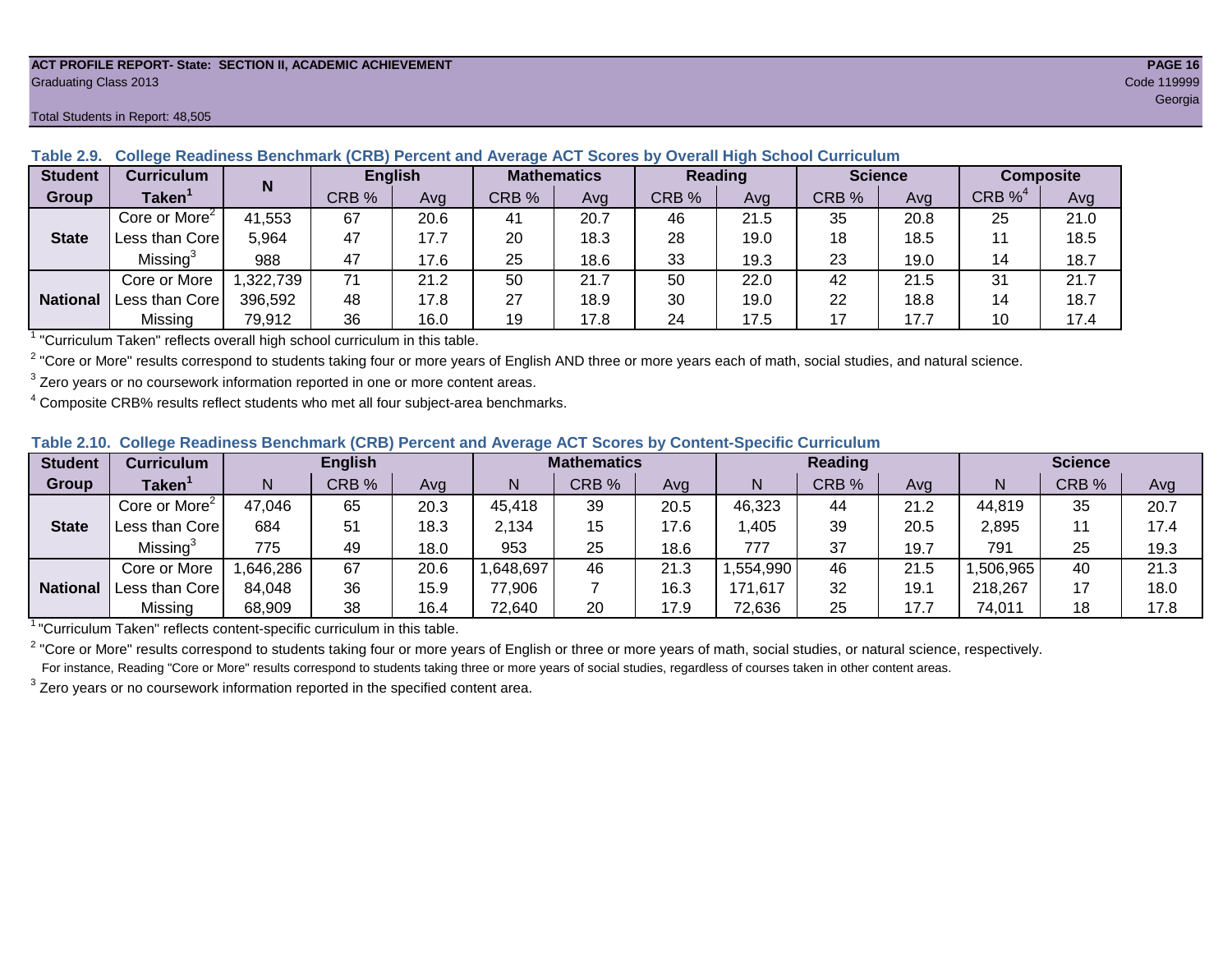ACT PROFILE REPORT- State: SECTION II, ACADEMIC ACHIEVEMENT
Graduating Class 2013
Code 119999
Georgia

Total Students in Report: 48,505

### Table 2.9. College Readiness Benchmark (CRB) Percent and Average ACT Scores by Overall High School Curriculum

| Student Group | Curriculum Taken[1] | N | English | | Mathematics | | Reading | | Science | | Composite | |
|---|---|---|---|---|---|---|---|---|---|---|---|---|
| | | | CRB % | Avg | CRB % | Avg | CRB % | Avg | CRB % | Avg | CRB %[4] | Avg |
| State | Core or More[2] | 41,553 | 67 | 20.6 | 41 | 20.7 | 46 | 21.5 | 35 | 20.8 | 25 | 21.0 |
| | Less than Core | 5,964 | 47 | 17.7 | 20 | 18.3 | 28 | 19.0 | 18 | 18.5 | 11 | 18.5 |
| | Missing[3] | 988 | 47 | 17.6 | 25 | 18.6 | 33 | 19.3 | 23 | 19.0 | 14 | 18.7 |
| National | Core or More | 1,322,739 | 71 | 21.2 | 50 | 21.7 | 50 | 22.0 | 42 | 21.5 | 31 | 21.7 |
| | Less than Core | 396,592 | 48 | 17.8 | 27 | 18.9 | 30 | 19.0 | 22 | 18.8 | 14 | 18.7 |
| | Missing | 79,912 | 36 | 16.0 | 19 | 17.8 | 24 | 17.5 | 17 | 17.7 | 10 | 17.4 |

[1] "Curriculum Taken" reflects overall high school curriculum in this table.

[2] "Core or More" results correspond to students taking four or more years of English AND three or more years each of math, social studies, and natural science.

[3] Zero years or no coursework information reported in one or more content areas.

[4] Composite CRB% results reflect students who met all four subject-area benchmarks.

### Table 2.10. College Readiness Benchmark (CRB) Percent and Average ACT Scores by Content-Specific Curriculum

| Student Group | Curriculum Taken[1] | English | | | Mathematics | | | Reading | | | Science | | |
|---|---|---|---|---|---|---|---|---|---|---|---|---|---|
| | | N | CRB % | Avg | N | CRB % | Avg | N | CRB % | Avg | N | CRB % | Avg |
| State | Core or More[2] | 47,046 | 65 | 20.3 | 45,418 | 39 | 20.5 | 46,323 | 44 | 21.2 | 44,819 | 35 | 20.7 |
| | Less than Core | 684 | 51 | 18.3 | 2,134 | 15 | 17.6 | 1,405 | 39 | 20.5 | 2,895 | 11 | 17.4 |
| | Missing[3] | 775 | 49 | 18.0 | 953 | 25 | 18.6 | 777 | 37 | 19.7 | 791 | 25 | 19.3 |
| National | Core or More | 1,646,286 | 67 | 20.6 | 1,648,697 | 46 | 21.3 | 1,554,990 | 46 | 21.5 | 1,506,965 | 40 | 21.3 |
| | Less than Core | 84,048 | 36 | 15.9 | 77,906 | 7 | 16.3 | 171,617 | 32 | 19.1 | 218,267 | 17 | 18.0 |
| | Missing | 68,909 | 38 | 16.4 | 72,640 | 20 | 17.9 | 72,636 | 25 | 17.7 | 74,011 | 18 | 17.8 |

[1] "Curriculum Taken" reflects content-specific curriculum in this table.

[2] "Core or More" results correspond to students taking four or more years of English or three or more years of math, social studies, or natural science, respectively.
For instance, Reading "Core or More" results correspond to students taking three or more years of social studies, regardless of courses taken in other content areas.

[3] Zero years or no coursework information reported in the specified content area.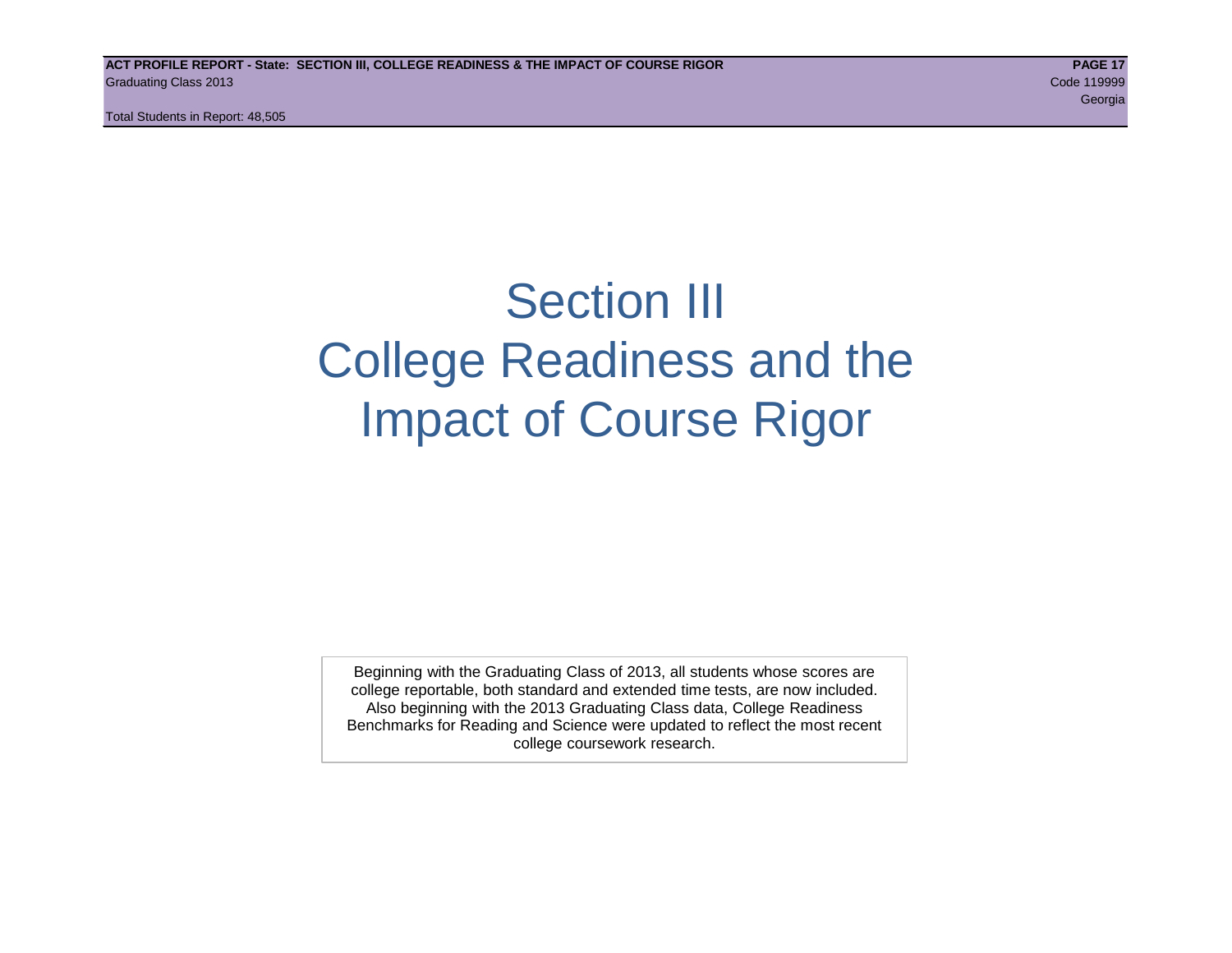# Section III
# College Readiness and the Impact of Course Rigor

Beginning with the Graduating Class of 2013, all students whose scores are college reportable, both standard and extended time tests, are now included. Also beginning with the 2013 Graduating Class data, College Readiness Benchmarks for Reading and Science were updated to reflect the most recent college coursework research.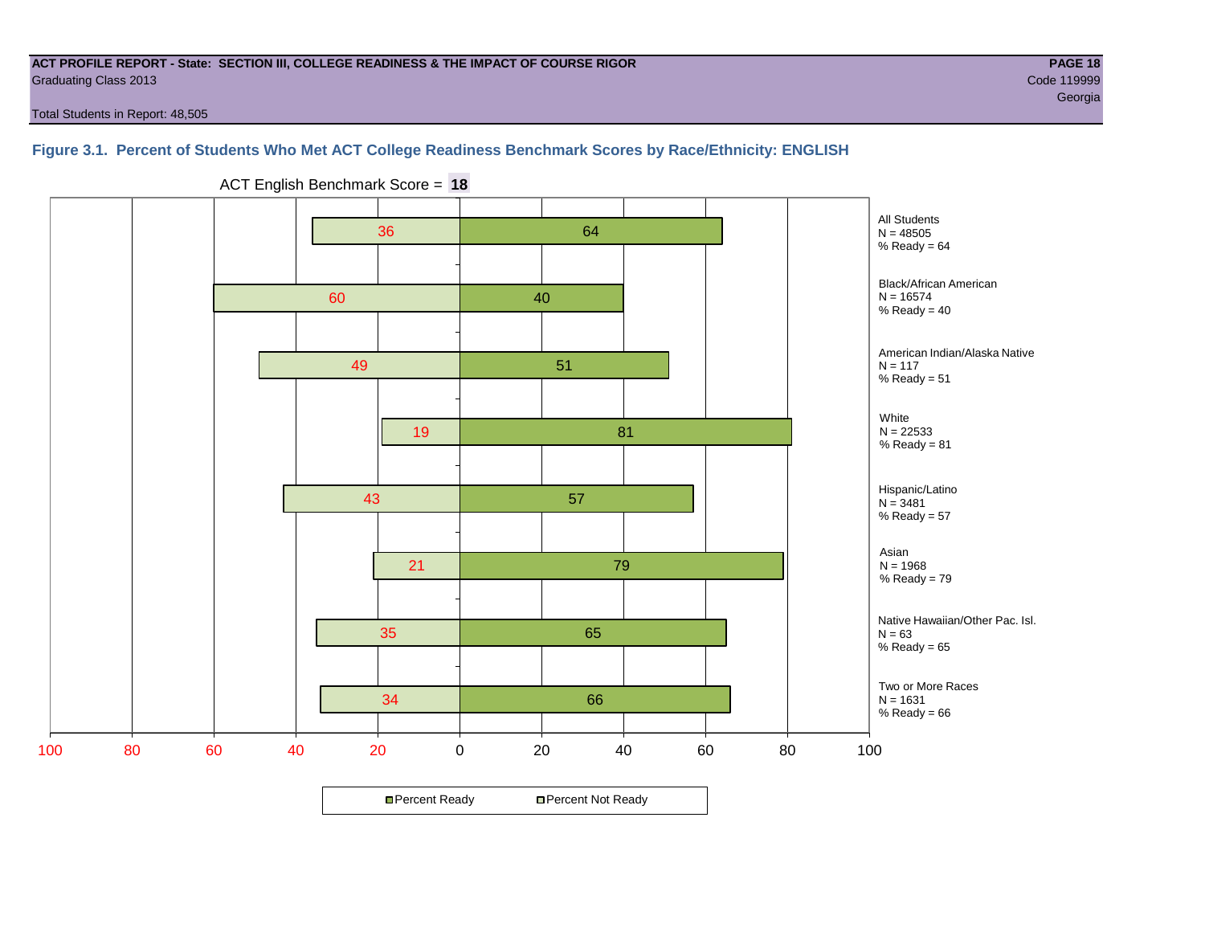ACT PROFILE REPORT - State: SECTION III, COLLEGE READINESS & THE IMPACT OF COURSE RIGOR
Graduating Class 2013

Code 119999
Georgia

Total Students in Report: 48,505

### Figure 3.1. Percent of Students Who Met ACT College Readiness Benchmark Scores by Race/Ethnicity: ENGLISH

ACT English Benchmark Score = **18**

| Group | N | Percent Not Ready | Percent Ready |
|---|---|---|---|
| All Students | 48505 | 36 | 64 |
| Black/African American | 16574 | 60 | 40 |
| American Indian/Alaska Native | 117 | 49 | 51 |
| White | 22533 | 19 | 81 |
| Hispanic/Latino | 3481 | 43 | 57 |
| Asian | 1968 | 21 | 79 |
| Native Hawaiian/Other Pac. Isl. | 63 | 35 | 65 |
| Two or More Races | 1631 | 34 | 66 |

■ Percent Ready □ Percent Not Ready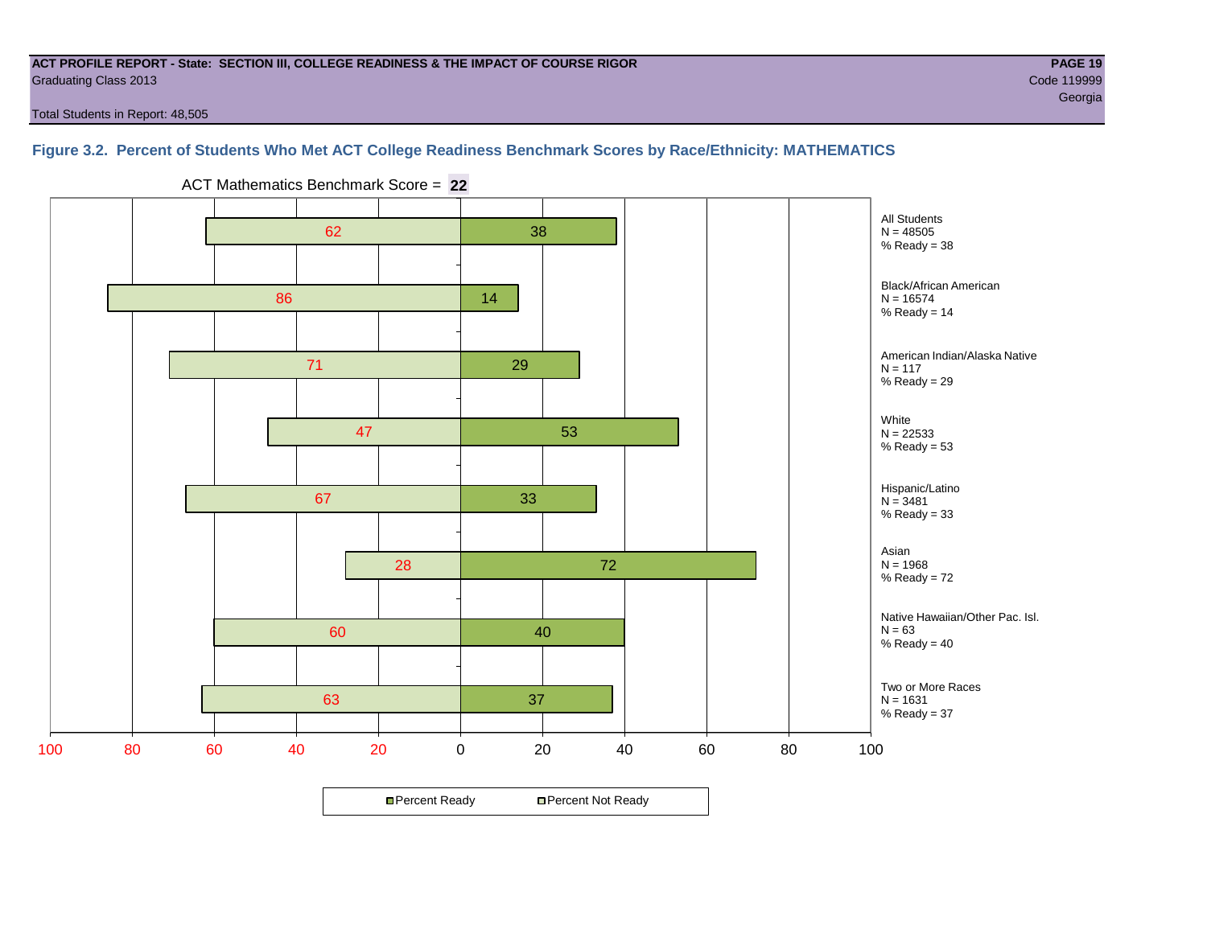**ACT PROFILE REPORT - State: SECTION III, COLLEGE READINESS & THE IMPACT OF COURSE RIGOR**
Graduating Class 2013
Code 119999
Georgia

Total Students in Report: 48,505

### Figure 3.2. Percent of Students Who Met ACT College Readiness Benchmark Scores by Race/Ethnicity: MATHEMATICS

ACT Mathematics Benchmark Score = **22**

| Group | N | Percent Not Ready | Percent Ready |
|---|---|---|---|
| All Students | 48505 | 62 | 38 |
| Black/African American | 16574 | 86 | 14 |
| American Indian/Alaska Native | 117 | 71 | 29 |
| White | 22533 | 47 | 53 |
| Hispanic/Latino | 3481 | 67 | 33 |
| Asian | 1968 | 28 | 72 |
| Native Hawaiian/Other Pac. Isl. | 63 | 60 | 40 |
| Two or More Races | 1631 | 63 | 37 |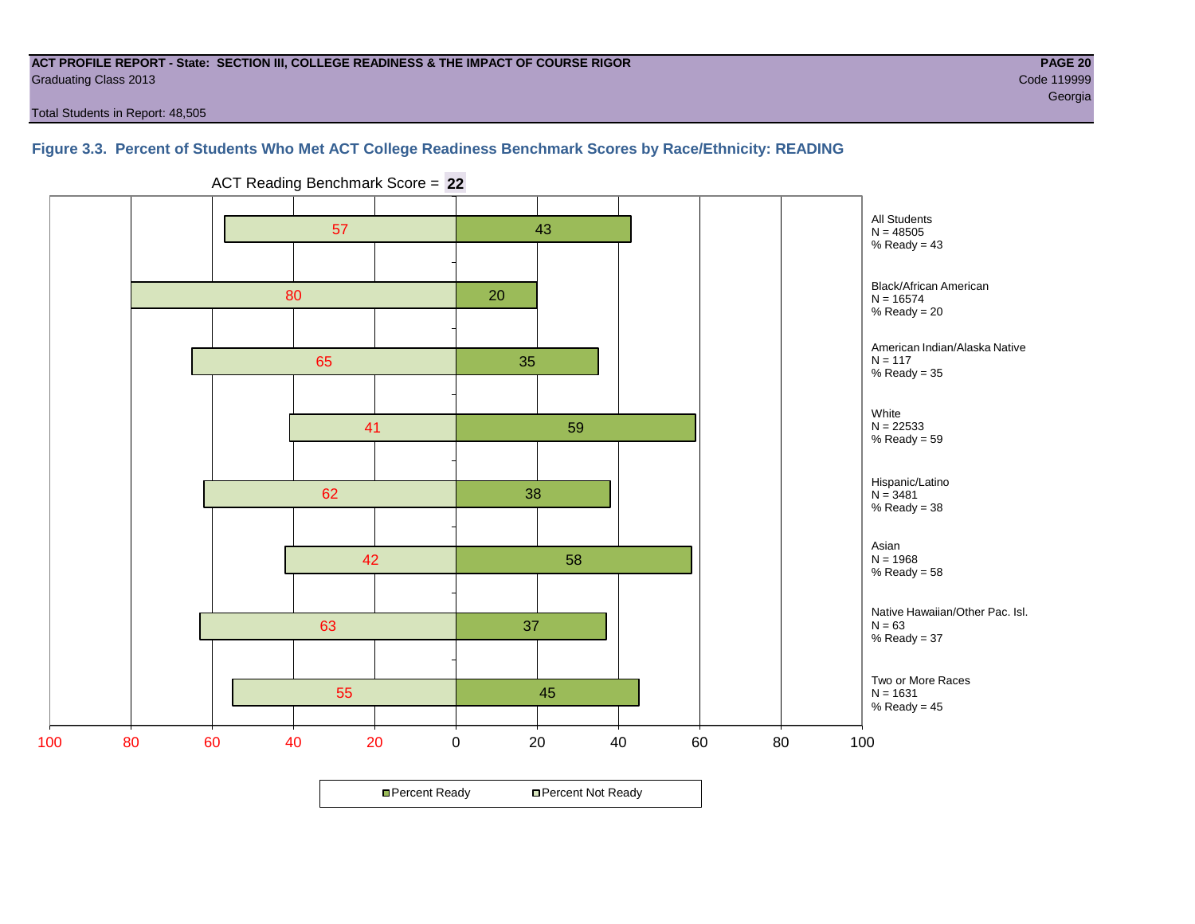**ACT PROFILE REPORT - State: SECTION III, COLLEGE READINESS & THE IMPACT OF COURSE RIGOR**
Graduating Class 2013
Code 119999
Georgia

Total Students in Report: 48,505

### Figure 3.3. Percent of Students Who Met ACT College Readiness Benchmark Scores by Race/Ethnicity: READING

ACT Reading Benchmark Score = **22**

| Group | N | Percent Not Ready | Percent Ready |
|---|---|---|---|
| All Students | 48505 | 57 | 43 |
| Black/African American | 16574 | 80 | 20 |
| American Indian/Alaska Native | 117 | 65 | 35 |
| White | 22533 | 41 | 59 |
| Hispanic/Latino | 3481 | 62 | 38 |
| Asian | 1968 | 42 | 58 |
| Native Hawaiian/Other Pac. Isl. | 63 | 63 | 37 |
| Two or More Races | 1631 | 55 | 45 |

Percent Ready / Percent Not Ready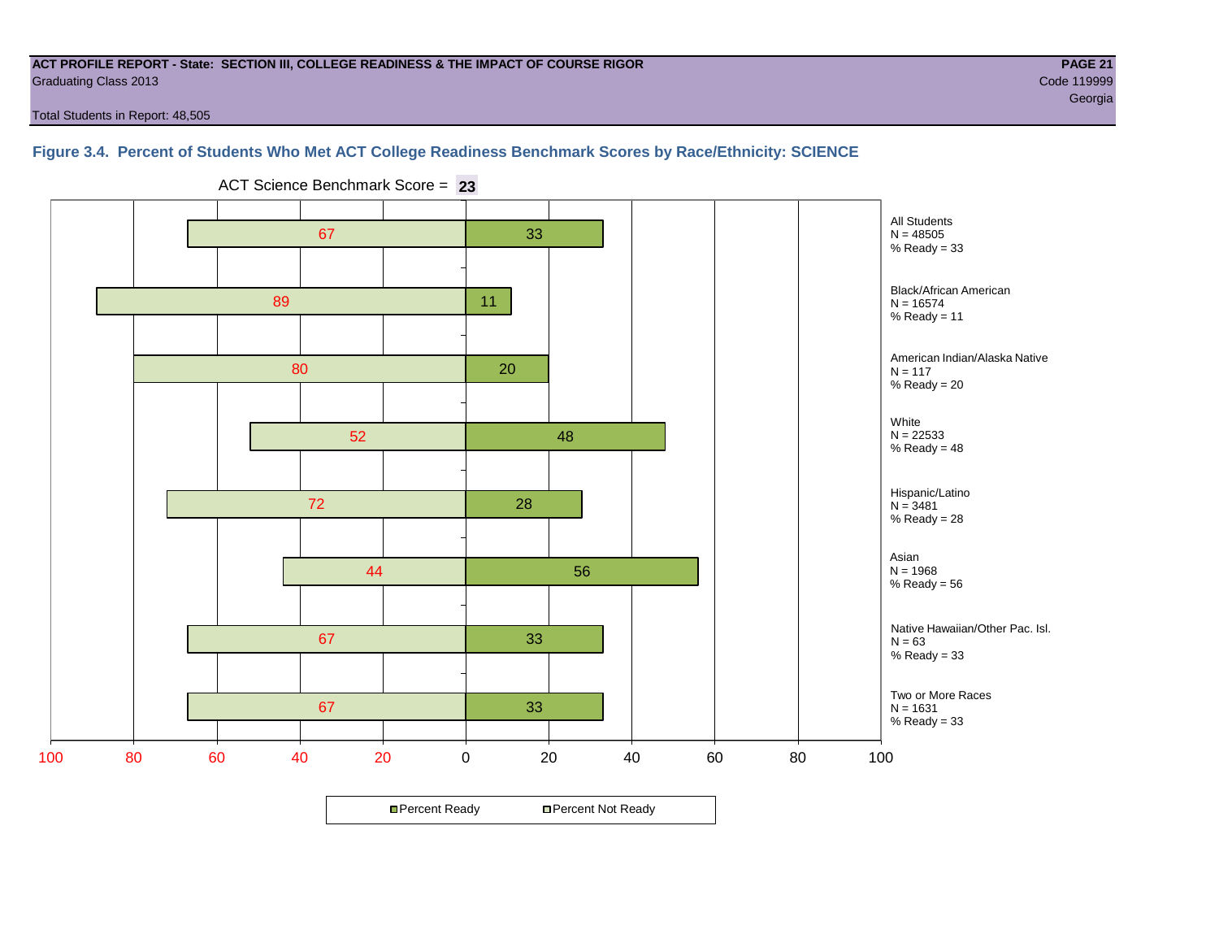**ACT PROFILE REPORT - State: SECTION III, COLLEGE READINESS & THE IMPACT OF COURSE RIGOR**
Graduating Class 2013

Code 119999
Georgia

Total Students in Report: 48,505

### Figure 3.4. Percent of Students Who Met ACT College Readiness Benchmark Scores by Race/Ethnicity: SCIENCE

ACT Science Benchmark Score = **23**

| Group | N | Percent Not Ready | Percent Ready |
|---|---|---|---|
| All Students | 48505 | 67 | 33 |
| Black/African American | 16574 | 89 | 11 |
| American Indian/Alaska Native | 117 | 80 | 20 |
| White | 22533 | 52 | 48 |
| Hispanic/Latino | 3481 | 72 | 28 |
| Asian | 1968 | 44 | 56 |
| Native Hawaiian/Other Pac. Isl. | 63 | 67 | 33 |
| Two or More Races | 1631 | 67 | 33 |

Percent Ready | Percent Not Ready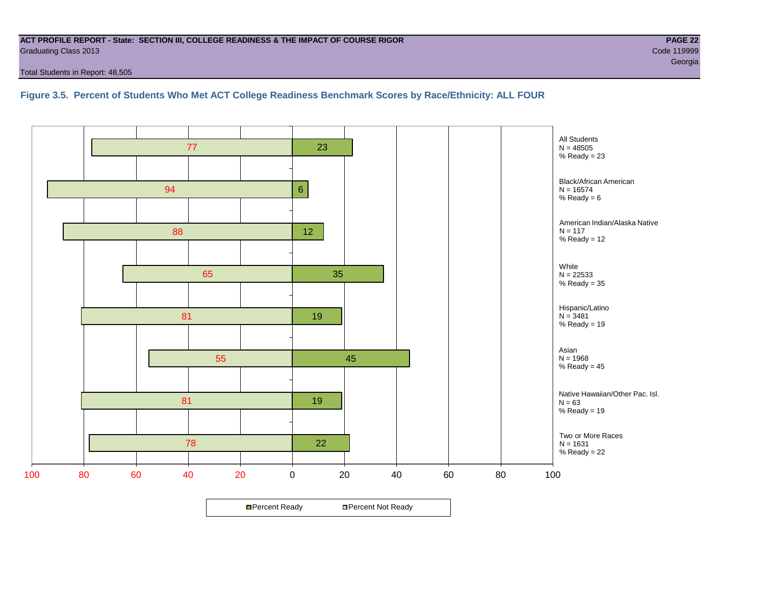**ACT PROFILE REPORT - State: SECTION III, COLLEGE READINESS & THE IMPACT OF COURSE RIGOR**
Graduating Class 2013
Code 119999
Georgia
Total Students in Report: 48,505

### Figure 3.5. Percent of Students Who Met ACT College Readiness Benchmark Scores by Race/Ethnicity: ALL FOUR

| Group | N | Percent Not Ready | Percent Ready |
|---|---|---|---|
| All Students | 48505 | 77 | 23 |
| Black/African American | 16574 | 94 | 6 |
| American Indian/Alaska Native | 117 | 88 | 12 |
| White | 22533 | 65 | 35 |
| Hispanic/Latino | 3481 | 81 | 19 |
| Asian | 1968 | 55 | 45 |
| Native Hawaiian/Other Pac. Isl. | 63 | 81 | 19 |
| Two or More Races | 1631 | 78 | 22 |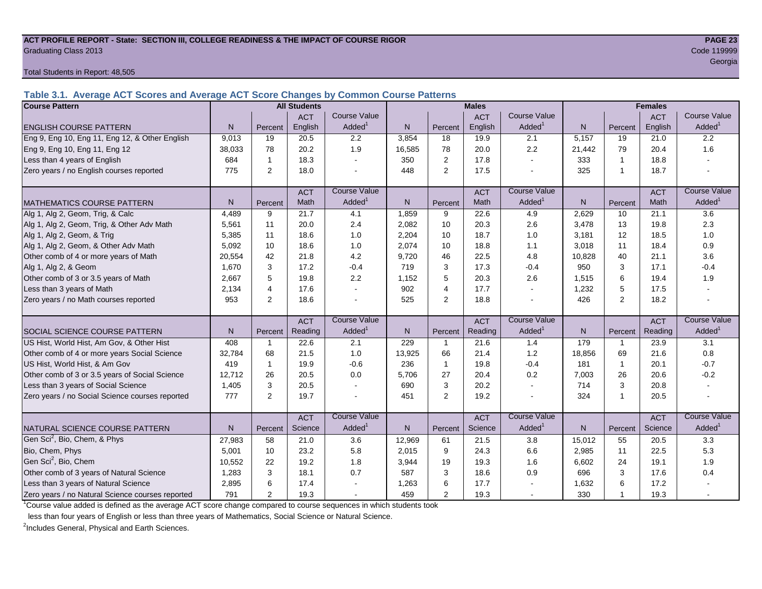**ACT PROFILE REPORT - State: SECTION III, COLLEGE READINESS & THE IMPACT OF COURSE RIGOR**
Graduating Class 2013
Code 119999
Georgia

Total Students in Report: 48,505

## Table 3.1. Average ACT Scores and Average ACT Score Changes by Common Course Patterns

| Course Pattern | All Students | | | | Males | | | | Females | | | |
|---|---|---|---|---|---|---|---|---|---|---|---|---|
| ENGLISH COURSE PATTERN | N | Percent | ACT English | Course Value Added[1] | N | Percent | ACT English | Course Value Added[1] | N | Percent | ACT English | Course Value Added[1] |
| Eng 9, Eng 10, Eng 11, Eng 12, & Other English | 9,013 | 19 | 20.5 | 2.2 | 3,854 | 18 | 19.9 | 2.1 | 5,157 | 19 | 21.0 | 2.2 |
| Eng 9, Eng 10, Eng 11, Eng 12 | 38,033 | 78 | 20.2 | 1.9 | 16,585 | 78 | 20.0 | 2.2 | 21,442 | 79 | 20.4 | 1.6 |
| Less than 4 years of English | 684 | 1 | 18.3 | - | 350 | 2 | 17.8 | - | 333 | 1 | 18.8 | - |
| Zero years / no English courses reported | 775 | 2 | 18.0 | - | 448 | 2 | 17.5 | - | 325 | 1 | 18.7 | - |
| MATHEMATICS COURSE PATTERN | N | Percent | ACT Math | Course Value Added[1] | N | Percent | ACT Math | Course Value Added[1] | N | Percent | ACT Math | Course Value Added[1] |
| Alg 1, Alg 2, Geom, Trig, & Calc | 4,489 | 9 | 21.7 | 4.1 | 1,859 | 9 | 22.6 | 4.9 | 2,629 | 10 | 21.1 | 3.6 |
| Alg 1, Alg 2, Geom, Trig, & Other Adv Math | 5,561 | 11 | 20.0 | 2.4 | 2,082 | 10 | 20.3 | 2.6 | 3,478 | 13 | 19.8 | 2.3 |
| Alg 1, Alg 2, Geom, & Trig | 5,385 | 11 | 18.6 | 1.0 | 2,204 | 10 | 18.7 | 1.0 | 3,181 | 12 | 18.5 | 1.0 |
| Alg 1, Alg 2, Geom, & Other Adv Math | 5,092 | 10 | 18.6 | 1.0 | 2,074 | 10 | 18.8 | 1.1 | 3,018 | 11 | 18.4 | 0.9 |
| Other comb of 4 or more years of Math | 20,554 | 42 | 21.8 | 4.2 | 9,720 | 46 | 22.5 | 4.8 | 10,828 | 40 | 21.1 | 3.6 |
| Alg 1, Alg 2, & Geom | 1,670 | 3 | 17.2 | -0.4 | 719 | 3 | 17.3 | -0.4 | 950 | 3 | 17.1 | -0.4 |
| Other comb of 3 or 3.5 years of Math | 2,667 | 5 | 19.8 | 2.2 | 1,152 | 5 | 20.3 | 2.6 | 1,515 | 6 | 19.4 | 1.9 |
| Less than 3 years of Math | 2,134 | 4 | 17.6 | - | 902 | 4 | 17.7 | - | 1,232 | 5 | 17.5 | - |
| Zero years / no Math courses reported | 953 | 2 | 18.6 | - | 525 | 2 | 18.8 | - | 426 | 2 | 18.2 | - |
| SOCIAL SCIENCE COURSE PATTERN | N | Percent | ACT Reading | Course Value Added[1] | N | Percent | ACT Reading | Course Value Added[1] | N | Percent | ACT Reading | Course Value Added[1] |
| US Hist, World Hist, Am Gov, & Other Hist | 408 | 1 | 22.6 | 2.1 | 229 | 1 | 21.6 | 1.4 | 179 | 1 | 23.9 | 3.1 |
| Other comb of 4 or more years Social Science | 32,784 | 68 | 21.5 | 1.0 | 13,925 | 66 | 21.4 | 1.2 | 18,856 | 69 | 21.6 | 0.8 |
| US Hist, World Hist, & Am Gov | 419 | 1 | 19.9 | -0.6 | 236 | 1 | 19.8 | -0.4 | 181 | 1 | 20.1 | -0.7 |
| Other comb of 3 or 3.5 years of Social Science | 12,712 | 26 | 20.5 | 0.0 | 5,706 | 27 | 20.4 | 0.2 | 7,003 | 26 | 20.6 | -0.2 |
| Less than 3 years of Social Science | 1,405 | 3 | 20.5 | - | 690 | 3 | 20.2 | - | 714 | 3 | 20.8 | - |
| Zero years / no Social Science courses reported | 777 | 2 | 19.7 | - | 451 | 2 | 19.2 | - | 324 | 1 | 20.5 | - |
| NATURAL SCIENCE COURSE PATTERN | N | Percent | ACT Science | Course Value Added[1] | N | Percent | ACT Science | Course Value Added[1] | N | Percent | ACT Science | Course Value Added[1] |
| Gen Sci[2], Bio, Chem, & Phys | 27,983 | 58 | 21.0 | 3.6 | 12,969 | 61 | 21.5 | 3.8 | 15,012 | 55 | 20.5 | 3.3 |
| Bio, Chem, Phys | 5,001 | 10 | 23.2 | 5.8 | 2,015 | 9 | 24.3 | 6.6 | 2,985 | 11 | 22.5 | 5.3 |
| Gen Sci[2], Bio, Chem | 10,552 | 22 | 19.2 | 1.8 | 3,944 | 19 | 19.3 | 1.6 | 6,602 | 24 | 19.1 | 1.9 |
| Other comb of 3 years of Natural Science | 1,283 | 3 | 18.1 | 0.7 | 587 | 3 | 18.6 | 0.9 | 696 | 3 | 17.6 | 0.4 |
| Less than 3 years of Natural Science | 2,895 | 6 | 17.4 | - | 1,263 | 6 | 17.7 | - | 1,632 | 6 | 17.2 | - |
| Zero years / no Natural Science courses reported | 791 | 2 | 19.3 | - | 459 | 2 | 19.3 | - | 330 | 1 | 19.3 | - |

[1]Course value added is defined as the average ACT score change compared to course sequences in which students took less than four years of English or less than three years of Mathematics, Social Science or Natural Science.

[2]Includes General, Physical and Earth Sciences.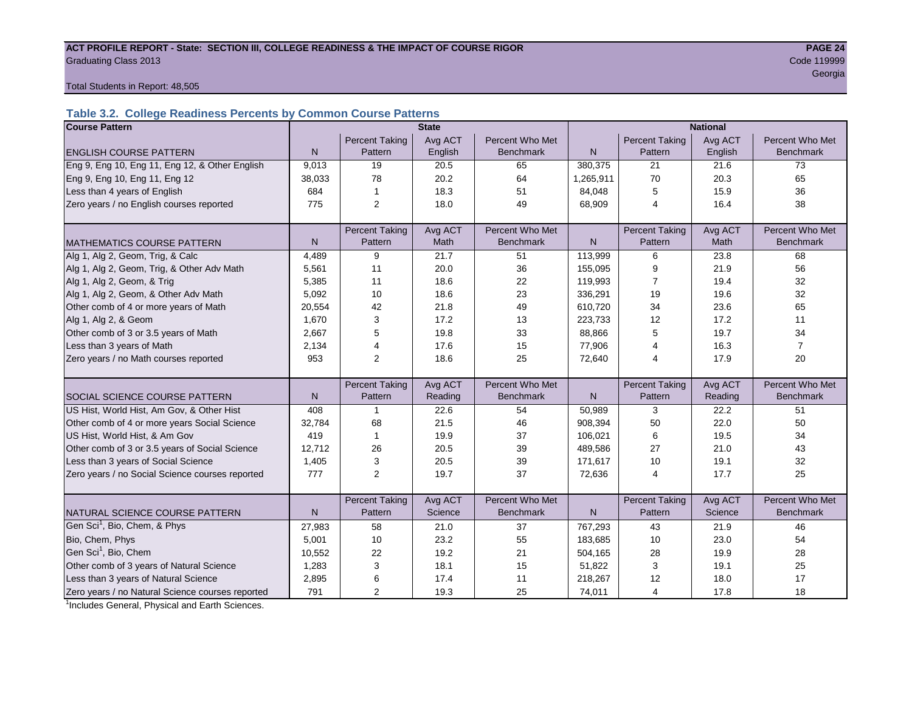ACT PROFILE REPORT - State: SECTION III, COLLEGE READINESS & THE IMPACT OF COURSE RIGOR
Graduating Class 2013
Code 119999
Georgia

Total Students in Report: 48,505

## Table 3.2. College Readiness Percents by Common Course Patterns

| Course Pattern | State | | | | National | | | |
|---|---|---|---|---|---|---|---|---|
| ENGLISH COURSE PATTERN | N | Percent Taking Pattern | Avg ACT English | Percent Who Met Benchmark | N | Percent Taking Pattern | Avg ACT English | Percent Who Met Benchmark |
| Eng 9, Eng 10, Eng 11, Eng 12, & Other English | 9,013 | 19 | 20.5 | 65 | 380,375 | 21 | 21.6 | 73 |
| Eng 9, Eng 10, Eng 11, Eng 12 | 38,033 | 78 | 20.2 | 64 | 1,265,911 | 70 | 20.3 | 65 |
| Less than 4 years of English | 684 | 1 | 18.3 | 51 | 84,048 | 5 | 15.9 | 36 |
| Zero years / no English courses reported | 775 | 2 | 18.0 | 49 | 68,909 | 4 | 16.4 | 38 |
| MATHEMATICS COURSE PATTERN | N | Percent Taking Pattern | Avg ACT Math | Percent Who Met Benchmark | N | Percent Taking Pattern | Avg ACT Math | Percent Who Met Benchmark |
| Alg 1, Alg 2, Geom, Trig, & Calc | 4,489 | 9 | 21.7 | 51 | 113,999 | 6 | 23.8 | 68 |
| Alg 1, Alg 2, Geom, Trig, & Other Adv Math | 5,561 | 11 | 20.0 | 36 | 155,095 | 9 | 21.9 | 56 |
| Alg 1, Alg 2, Geom, & Trig | 5,385 | 11 | 18.6 | 22 | 119,993 | 7 | 19.4 | 32 |
| Alg 1, Alg 2, Geom, & Other Adv Math | 5,092 | 10 | 18.6 | 23 | 336,291 | 19 | 19.6 | 32 |
| Other comb of 4 or more years of Math | 20,554 | 42 | 21.8 | 49 | 610,720 | 34 | 23.6 | 65 |
| Alg 1, Alg 2, & Geom | 1,670 | 3 | 17.2 | 13 | 223,733 | 12 | 17.2 | 11 |
| Other comb of 3 or 3.5 years of Math | 2,667 | 5 | 19.8 | 33 | 88,866 | 5 | 19.7 | 34 |
| Less than 3 years of Math | 2,134 | 4 | 17.6 | 15 | 77,906 | 4 | 16.3 | 7 |
| Zero years / no Math courses reported | 953 | 2 | 18.6 | 25 | 72,640 | 4 | 17.9 | 20 |
| SOCIAL SCIENCE COURSE PATTERN | N | Percent Taking Pattern | Avg ACT Reading | Percent Who Met Benchmark | N | Percent Taking Pattern | Avg ACT Reading | Percent Who Met Benchmark |
| US Hist, World Hist, Am Gov, & Other Hist | 408 | 1 | 22.6 | 54 | 50,989 | 3 | 22.2 | 51 |
| Other comb of 4 or more years Social Science | 32,784 | 68 | 21.5 | 46 | 908,394 | 50 | 22.0 | 50 |
| US Hist, World Hist, & Am Gov | 419 | 1 | 19.9 | 37 | 106,021 | 6 | 19.5 | 34 |
| Other comb of 3 or 3.5 years of Social Science | 12,712 | 26 | 20.5 | 39 | 489,586 | 27 | 21.0 | 43 |
| Less than 3 years of Social Science | 1,405 | 3 | 20.5 | 39 | 171,617 | 10 | 19.1 | 32 |
| Zero years / no Social Science courses reported | 777 | 2 | 19.7 | 37 | 72,636 | 4 | 17.7 | 25 |
| NATURAL SCIENCE COURSE PATTERN | N | Percent Taking Pattern | Avg ACT Science | Percent Who Met Benchmark | N | Percent Taking Pattern | Avg ACT Science | Percent Who Met Benchmark |
| Gen Sci[1], Bio, Chem, & Phys | 27,983 | 58 | 21.0 | 37 | 767,293 | 43 | 21.9 | 46 |
| Bio, Chem, Phys | 5,001 | 10 | 23.2 | 55 | 183,685 | 10 | 23.0 | 54 |
| Gen Sci[1], Bio, Chem | 10,552 | 22 | 19.2 | 21 | 504,165 | 28 | 19.9 | 28 |
| Other comb of 3 years of Natural Science | 1,283 | 3 | 18.1 | 15 | 51,822 | 3 | 19.1 | 25 |
| Less than 3 years of Natural Science | 2,895 | 6 | 17.4 | 11 | 218,267 | 12 | 18.0 | 17 |
| Zero years / no Natural Science courses reported | 791 | 2 | 19.3 | 25 | 74,011 | 4 | 17.8 | 18 |

[1]Includes General, Physical and Earth Sciences.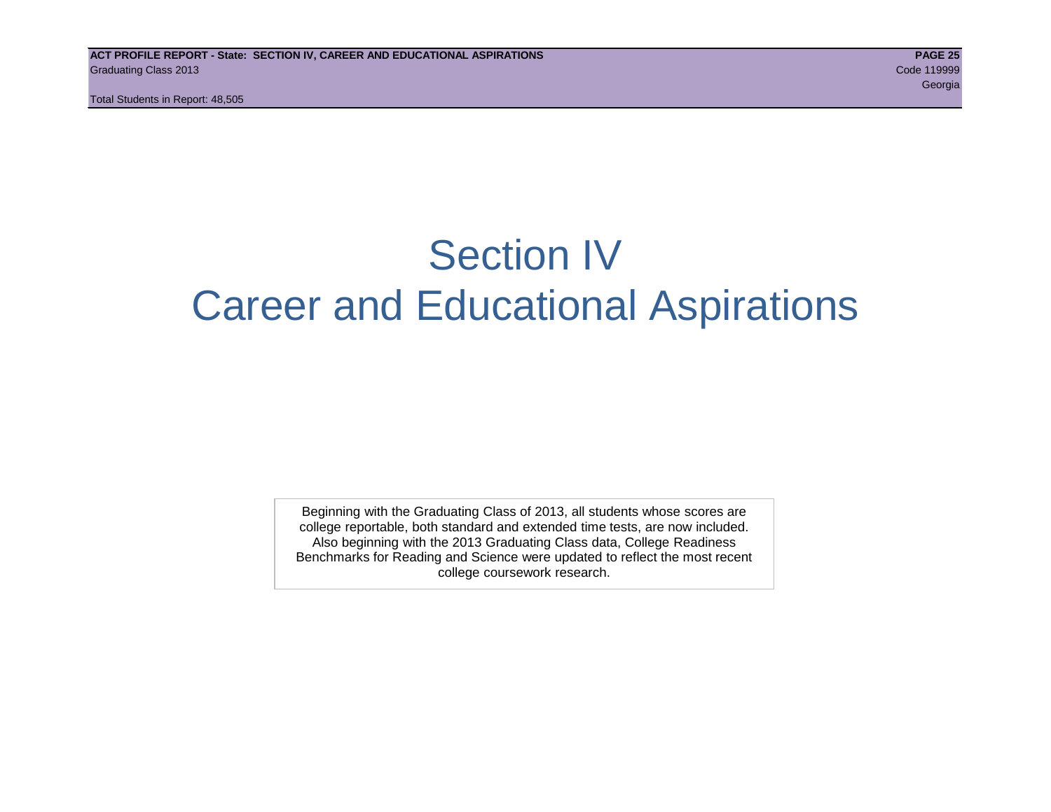# Section IV
# Career and Educational Aspirations

Beginning with the Graduating Class of 2013, all students whose scores are college reportable, both standard and extended time tests, are now included. Also beginning with the 2013 Graduating Class data, College Readiness Benchmarks for Reading and Science were updated to reflect the most recent college coursework research.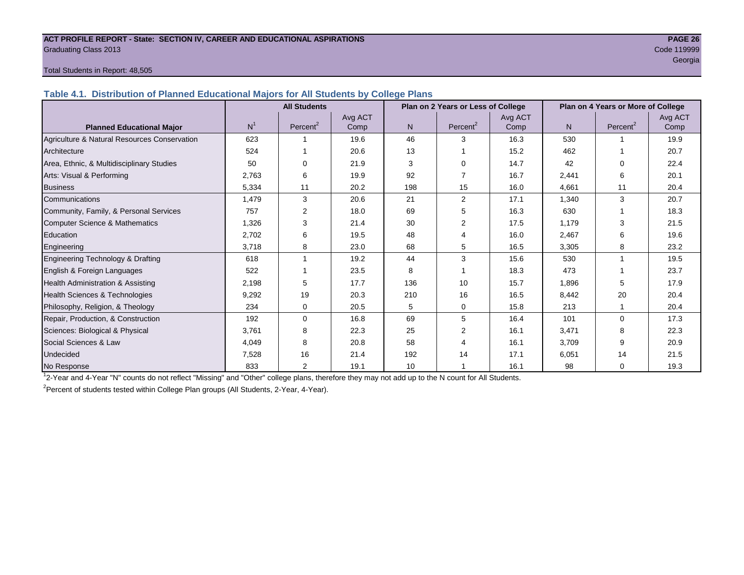ACT PROFILE REPORT - State: SECTION IV, CAREER AND EDUCATIONAL ASPIRATIONS

Graduating Class 2013

Code 119999

Georgia

Total Students in Report: 48,505

## Table 4.1. Distribution of Planned Educational Majors for All Students by College Plans

| Planned Educational Major | All Students | | | Plan on 2 Years or Less of College | | | Plan on 4 Years or More of College | | |
|---|---|---|---|---|---|---|---|---|---|
| | N[1] | Percent[2] | Avg ACT Comp | N | Percent[2] | Avg ACT Comp | N | Percent[2] | Avg ACT Comp |
| Agriculture & Natural Resources Conservation | 623 | 1 | 19.6 | 46 | 3 | 16.3 | 530 | 1 | 19.9 |
| Architecture | 524 | 1 | 20.6 | 13 | 1 | 15.2 | 462 | 1 | 20.7 |
| Area, Ethnic, & Multidisciplinary Studies | 50 | 0 | 21.9 | 3 | 0 | 14.7 | 42 | 0 | 22.4 |
| Arts: Visual & Performing | 2,763 | 6 | 19.9 | 92 | 7 | 16.7 | 2,441 | 6 | 20.1 |
| Business | 5,334 | 11 | 20.2 | 198 | 15 | 16.0 | 4,661 | 11 | 20.4 |
| Communications | 1,479 | 3 | 20.6 | 21 | 2 | 17.1 | 1,340 | 3 | 20.7 |
| Community, Family, & Personal Services | 757 | 2 | 18.0 | 69 | 5 | 16.3 | 630 | 1 | 18.3 |
| Computer Science & Mathematics | 1,326 | 3 | 21.4 | 30 | 2 | 17.5 | 1,179 | 3 | 21.5 |
| Education | 2,702 | 6 | 19.5 | 48 | 4 | 16.0 | 2,467 | 6 | 19.6 |
| Engineering | 3,718 | 8 | 23.0 | 68 | 5 | 16.5 | 3,305 | 8 | 23.2 |
| Engineering Technology & Drafting | 618 | 1 | 19.2 | 44 | 3 | 15.6 | 530 | 1 | 19.5 |
| English & Foreign Languages | 522 | 1 | 23.5 | 8 | 1 | 18.3 | 473 | 1 | 23.7 |
| Health Administration & Assisting | 2,198 | 5 | 17.7 | 136 | 10 | 15.7 | 1,896 | 5 | 17.9 |
| Health Sciences & Technologies | 9,292 | 19 | 20.3 | 210 | 16 | 16.5 | 8,442 | 20 | 20.4 |
| Philosophy, Religion, & Theology | 234 | 0 | 20.5 | 5 | 0 | 15.8 | 213 | 1 | 20.4 |
| Repair, Production, & Construction | 192 | 0 | 16.8 | 69 | 5 | 16.4 | 101 | 0 | 17.3 |
| Sciences: Biological & Physical | 3,761 | 8 | 22.3 | 25 | 2 | 16.1 | 3,471 | 8 | 22.3 |
| Social Sciences & Law | 4,049 | 8 | 20.8 | 58 | 4 | 16.1 | 3,709 | 9 | 20.9 |
| Undecided | 7,528 | 16 | 21.4 | 192 | 14 | 17.1 | 6,051 | 14 | 21.5 |
| No Response | 833 | 2 | 19.1 | 10 | 1 | 16.1 | 98 | 0 | 19.3 |

[1] 2-Year and 4-Year "N" counts do not reflect "Missing" and "Other" college plans, therefore they may not add up to the N count for All Students.

[2] Percent of students tested within College Plan groups (All Students, 2-Year, 4-Year).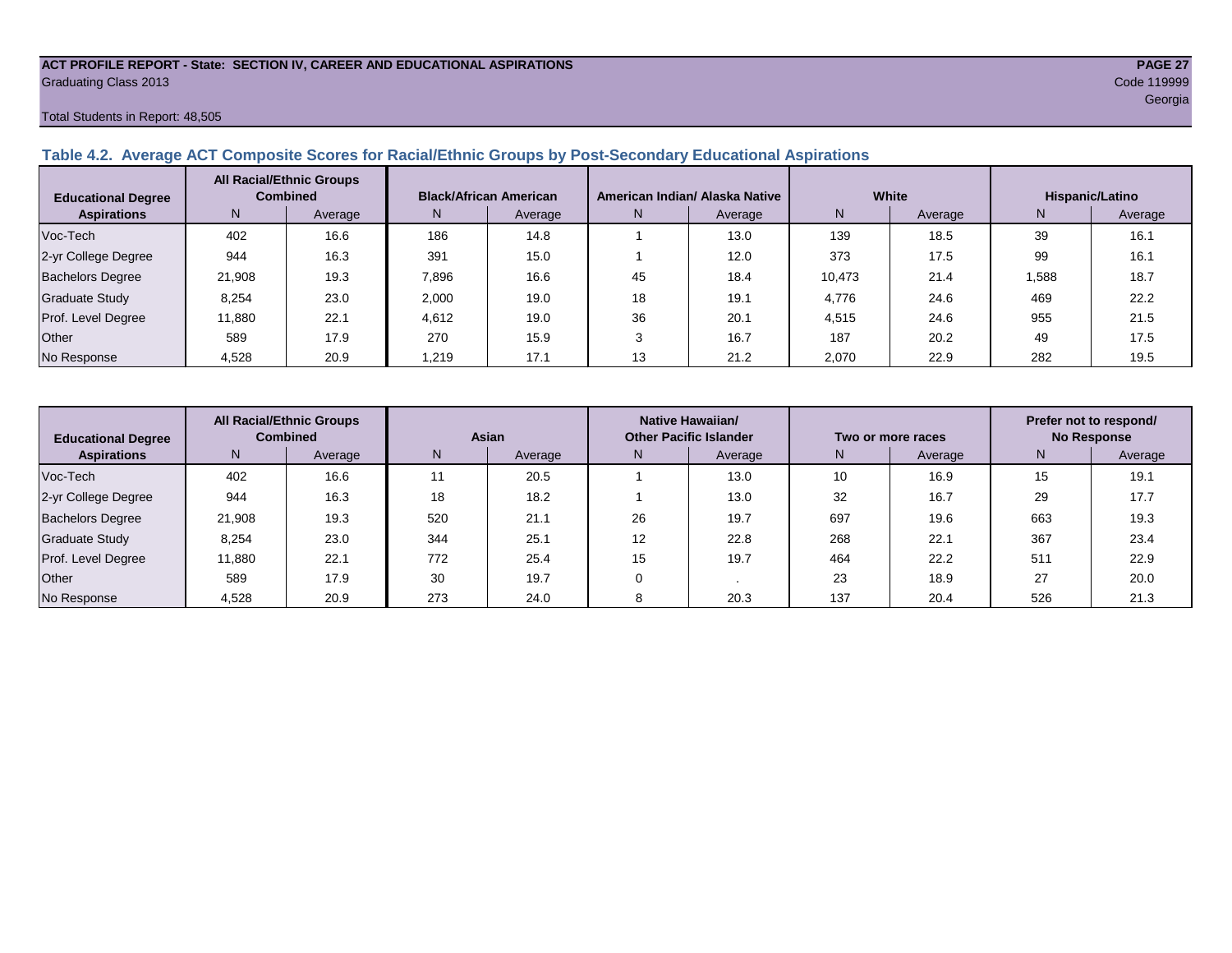**ACT PROFILE REPORT - State: SECTION IV, CAREER AND EDUCATIONAL ASPIRATIONS**

Graduating Class 2013

Code 119999

Georgia

Total Students in Report: 48,505

### Table 4.2. Average ACT Composite Scores for Racial/Ethnic Groups by Post-Secondary Educational Aspirations

| Educational Degree Aspirations | All Racial/Ethnic Groups Combined | | Black/African American | | American Indian/ Alaska Native | | White | | Hispanic/Latino | |
|---|---|---|---|---|---|---|---|---|---|---|
| | N | Average | N | Average | N | Average | N | Average | N | Average |
| Voc-Tech | 402 | 16.6 | 186 | 14.8 | 1 | 13.0 | 139 | 18.5 | 39 | 16.1 |
| 2-yr College Degree | 944 | 16.3 | 391 | 15.0 | 1 | 12.0 | 373 | 17.5 | 99 | 16.1 |
| Bachelors Degree | 21,908 | 19.3 | 7,896 | 16.6 | 45 | 18.4 | 10,473 | 21.4 | 1,588 | 18.7 |
| Graduate Study | 8,254 | 23.0 | 2,000 | 19.0 | 18 | 19.1 | 4,776 | 24.6 | 469 | 22.2 |
| Prof. Level Degree | 11,880 | 22.1 | 4,612 | 19.0 | 36 | 20.1 | 4,515 | 24.6 | 955 | 21.5 |
| Other | 589 | 17.9 | 270 | 15.9 | 3 | 16.7 | 187 | 20.2 | 49 | 17.5 |
| No Response | 4,528 | 20.9 | 1,219 | 17.1 | 13 | 21.2 | 2,070 | 22.9 | 282 | 19.5 |

| Educational Degree Aspirations | All Racial/Ethnic Groups Combined | | Asian | | Native Hawaiian/ Other Pacific Islander | | Two or more races | | Prefer not to respond/ No Response | |
|---|---|---|---|---|---|---|---|---|---|---|
| | N | Average | N | Average | N | Average | N | Average | N | Average |
| Voc-Tech | 402 | 16.6 | 11 | 20.5 | 1 | 13.0 | 10 | 16.9 | 15 | 19.1 |
| 2-yr College Degree | 944 | 16.3 | 18 | 18.2 | 1 | 13.0 | 32 | 16.7 | 29 | 17.7 |
| Bachelors Degree | 21,908 | 19.3 | 520 | 21.1 | 26 | 19.7 | 697 | 19.6 | 663 | 19.3 |
| Graduate Study | 8,254 | 23.0 | 344 | 25.1 | 12 | 22.8 | 268 | 22.1 | 367 | 23.4 |
| Prof. Level Degree | 11,880 | 22.1 | 772 | 25.4 | 15 | 19.7 | 464 | 22.2 | 511 | 22.9 |
| Other | 589 | 17.9 | 30 | 19.7 | 0 | . | 23 | 18.9 | 27 | 20.0 |
| No Response | 4,528 | 20.9 | 273 | 24.0 | 8 | 20.3 | 137 | 20.4 | 526 | 21.3 |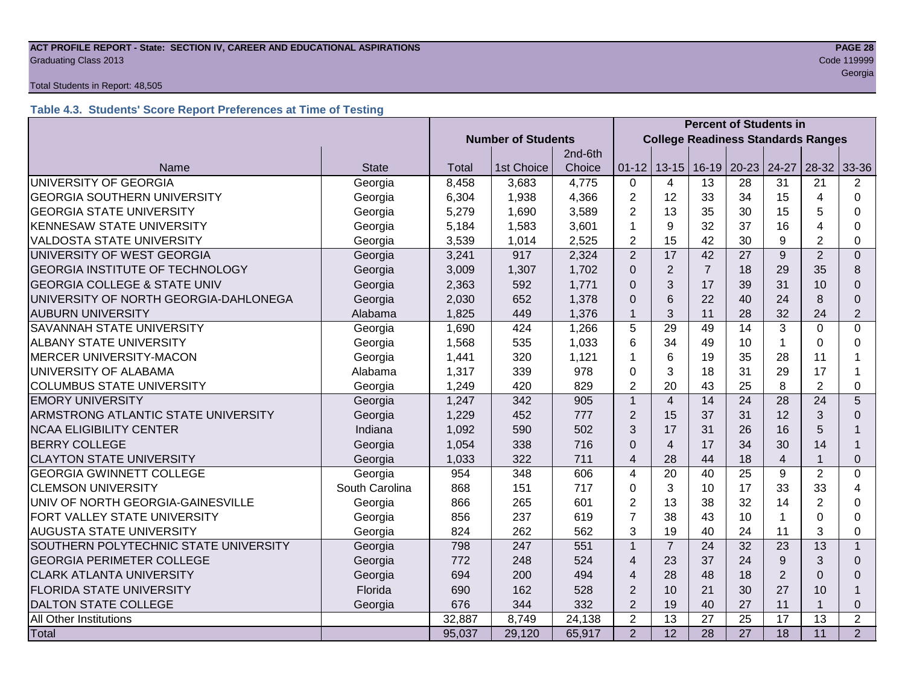**ACT PROFILE REPORT - State: SECTION IV, CAREER AND EDUCATIONAL ASPIRATIONS**
Graduating Class 2013
Code 119999
Georgia

Total Students in Report: 48,505

### Table 4.3. Students' Score Report Preferences at Time of Testing

| | | Number of Students | | | Percent of Students in College Readiness Standards Ranges | | | | | | |
|---|---|---|---|---|---|---|---|---|---|---|---|
| Name | State | Total | 1st Choice | 2nd-6th Choice | 01-12 | 13-15 | 16-19 | 20-23 | 24-27 | 28-32 | 33-36 |
| UNIVERSITY OF GEORGIA | Georgia | 8,458 | 3,683 | 4,775 | 0 | 4 | 13 | 28 | 31 | 21 | 2 |
| GEORGIA SOUTHERN UNIVERSITY | Georgia | 6,304 | 1,938 | 4,366 | 2 | 12 | 33 | 34 | 15 | 4 | 0 |
| GEORGIA STATE UNIVERSITY | Georgia | 5,279 | 1,690 | 3,589 | 2 | 13 | 35 | 30 | 15 | 5 | 0 |
| KENNESAW STATE UNIVERSITY | Georgia | 5,184 | 1,583 | 3,601 | 1 | 9 | 32 | 37 | 16 | 4 | 0 |
| VALDOSTA STATE UNIVERSITY | Georgia | 3,539 | 1,014 | 2,525 | 2 | 15 | 42 | 30 | 9 | 2 | 0 |
| UNIVERSITY OF WEST GEORGIA | Georgia | 3,241 | 917 | 2,324 | 2 | 17 | 42 | 27 | 9 | 2 | 0 |
| GEORGIA INSTITUTE OF TECHNOLOGY | Georgia | 3,009 | 1,307 | 1,702 | 0 | 2 | 7 | 18 | 29 | 35 | 8 |
| GEORGIA COLLEGE & STATE UNIV | Georgia | 2,363 | 592 | 1,771 | 0 | 3 | 17 | 39 | 31 | 10 | 0 |
| UNIVERSITY OF NORTH GEORGIA-DAHLONEGA | Georgia | 2,030 | 652 | 1,378 | 0 | 6 | 22 | 40 | 24 | 8 | 0 |
| AUBURN UNIVERSITY | Alabama | 1,825 | 449 | 1,376 | 1 | 3 | 11 | 28 | 32 | 24 | 2 |
| SAVANNAH STATE UNIVERSITY | Georgia | 1,690 | 424 | 1,266 | 5 | 29 | 49 | 14 | 3 | 0 | 0 |
| ALBANY STATE UNIVERSITY | Georgia | 1,568 | 535 | 1,033 | 6 | 34 | 49 | 10 | 1 | 0 | 0 |
| MERCER UNIVERSITY-MACON | Georgia | 1,441 | 320 | 1,121 | 1 | 6 | 19 | 35 | 28 | 11 | 1 |
| UNIVERSITY OF ALABAMA | Alabama | 1,317 | 339 | 978 | 0 | 3 | 18 | 31 | 29 | 17 | 1 |
| COLUMBUS STATE UNIVERSITY | Georgia | 1,249 | 420 | 829 | 2 | 20 | 43 | 25 | 8 | 2 | 0 |
| EMORY UNIVERSITY | Georgia | 1,247 | 342 | 905 | 1 | 4 | 14 | 24 | 28 | 24 | 5 |
| ARMSTRONG ATLANTIC STATE UNIVERSITY | Georgia | 1,229 | 452 | 777 | 2 | 15 | 37 | 31 | 12 | 3 | 0 |
| NCAA ELIGIBILITY CENTER | Indiana | 1,092 | 590 | 502 | 3 | 17 | 31 | 26 | 16 | 5 | 1 |
| BERRY COLLEGE | Georgia | 1,054 | 338 | 716 | 0 | 4 | 17 | 34 | 30 | 14 | 1 |
| CLAYTON STATE UNIVERSITY | Georgia | 1,033 | 322 | 711 | 4 | 28 | 44 | 18 | 4 | 1 | 0 |
| GEORGIA GWINNETT COLLEGE | Georgia | 954 | 348 | 606 | 4 | 20 | 40 | 25 | 9 | 2 | 0 |
| CLEMSON UNIVERSITY | South Carolina | 868 | 151 | 717 | 0 | 3 | 10 | 17 | 33 | 33 | 4 |
| UNIV OF NORTH GEORGIA-GAINESVILLE | Georgia | 866 | 265 | 601 | 2 | 13 | 38 | 32 | 14 | 2 | 0 |
| FORT VALLEY STATE UNIVERSITY | Georgia | 856 | 237 | 619 | 7 | 38 | 43 | 10 | 1 | 0 | 0 |
| AUGUSTA STATE UNIVERSITY | Georgia | 824 | 262 | 562 | 3 | 19 | 40 | 24 | 11 | 3 | 0 |
| SOUTHERN POLYTECHNIC STATE UNIVERSITY | Georgia | 798 | 247 | 551 | 1 | 7 | 24 | 32 | 23 | 13 | 1 |
| GEORGIA PERIMETER COLLEGE | Georgia | 772 | 248 | 524 | 4 | 23 | 37 | 24 | 9 | 3 | 0 |
| CLARK ATLANTA UNIVERSITY | Georgia | 694 | 200 | 494 | 4 | 28 | 48 | 18 | 2 | 0 | 0 |
| FLORIDA STATE UNIVERSITY | Florida | 690 | 162 | 528 | 2 | 10 | 21 | 30 | 27 | 10 | 1 |
| DALTON STATE COLLEGE | Georgia | 676 | 344 | 332 | 2 | 19 | 40 | 27 | 11 | 1 | 0 |
| All Other Institutions | | 32,887 | 8,749 | 24,138 | 2 | 13 | 27 | 25 | 17 | 13 | 2 |
| Total | | 95,037 | 29,120 | 65,917 | 2 | 12 | 28 | 27 | 18 | 11 | 2 |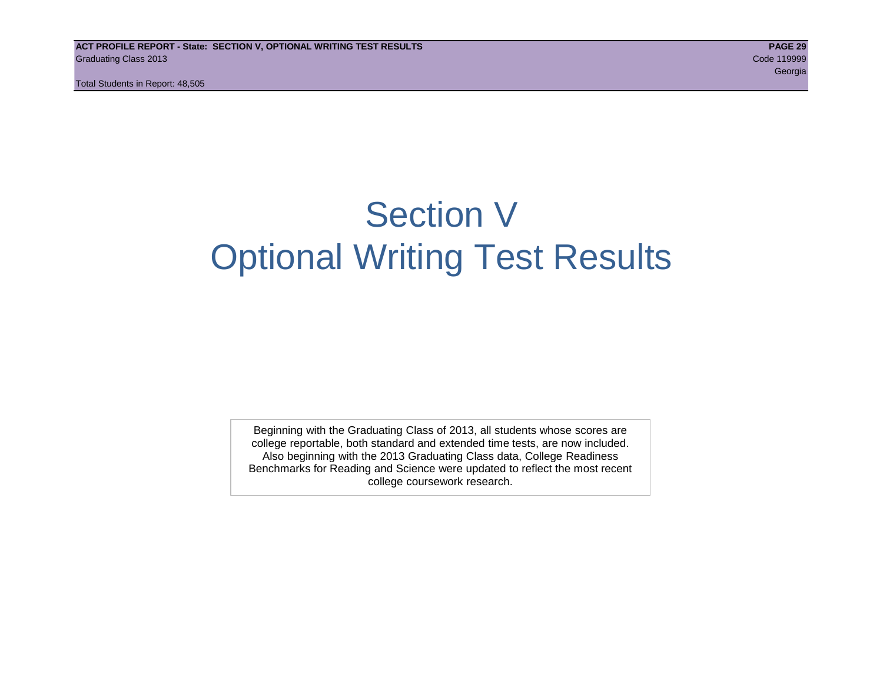# Section V
# Optional Writing Test Results

Beginning with the Graduating Class of 2013, all students whose scores are college reportable, both standard and extended time tests, are now included. Also beginning with the 2013 Graduating Class data, College Readiness Benchmarks for Reading and Science were updated to reflect the most recent college coursework research.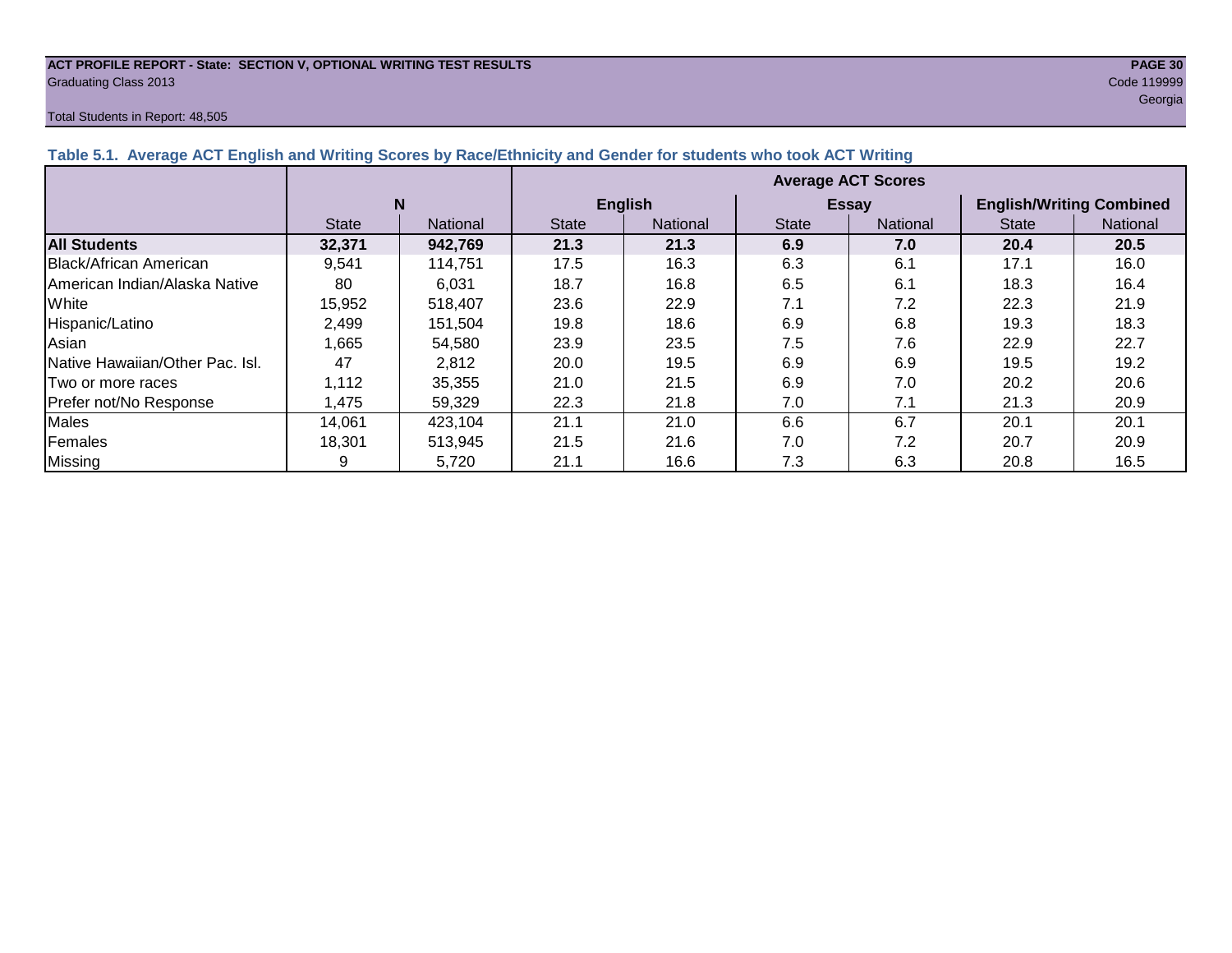**ACT PROFILE REPORT - State: SECTION V, OPTIONAL WRITING TEST RESULTS**
Graduating Class 2013

Code 119999
Georgia

Total Students in Report: 48,505

### Table 5.1. Average ACT English and Writing Scores by Race/Ethnicity and Gender for students who took ACT Writing

| | N | | Average ACT Scores | | | | | |
|---|---|---|---|---|---|---|---|---|
| | | | English | | Essay | | English/Writing Combined | |
| | State | National | State | National | State | National | State | National |
| **All Students** | **32,371** | **942,769** | **21.3** | **21.3** | **6.9** | **7.0** | **20.4** | **20.5** |
| Black/African American | 9,541 | 114,751 | 17.5 | 16.3 | 6.3 | 6.1 | 17.1 | 16.0 |
| American Indian/Alaska Native | 80 | 6,031 | 18.7 | 16.8 | 6.5 | 6.1 | 18.3 | 16.4 |
| White | 15,952 | 518,407 | 23.6 | 22.9 | 7.1 | 7.2 | 22.3 | 21.9 |
| Hispanic/Latino | 2,499 | 151,504 | 19.8 | 18.6 | 6.9 | 6.8 | 19.3 | 18.3 |
| Asian | 1,665 | 54,580 | 23.9 | 23.5 | 7.5 | 7.6 | 22.9 | 22.7 |
| Native Hawaiian/Other Pac. Isl. | 47 | 2,812 | 20.0 | 19.5 | 6.9 | 6.9 | 19.5 | 19.2 |
| Two or more races | 1,112 | 35,355 | 21.0 | 21.5 | 6.9 | 7.0 | 20.2 | 20.6 |
| Prefer not/No Response | 1,475 | 59,329 | 22.3 | 21.8 | 7.0 | 7.1 | 21.3 | 20.9 |
| Males | 14,061 | 423,104 | 21.1 | 21.0 | 6.6 | 6.7 | 20.1 | 20.1 |
| Females | 18,301 | 513,945 | 21.5 | 21.6 | 7.0 | 7.2 | 20.7 | 20.9 |
| Missing | 9 | 5,720 | 21.1 | 16.6 | 7.3 | 6.3 | 20.8 | 16.5 |